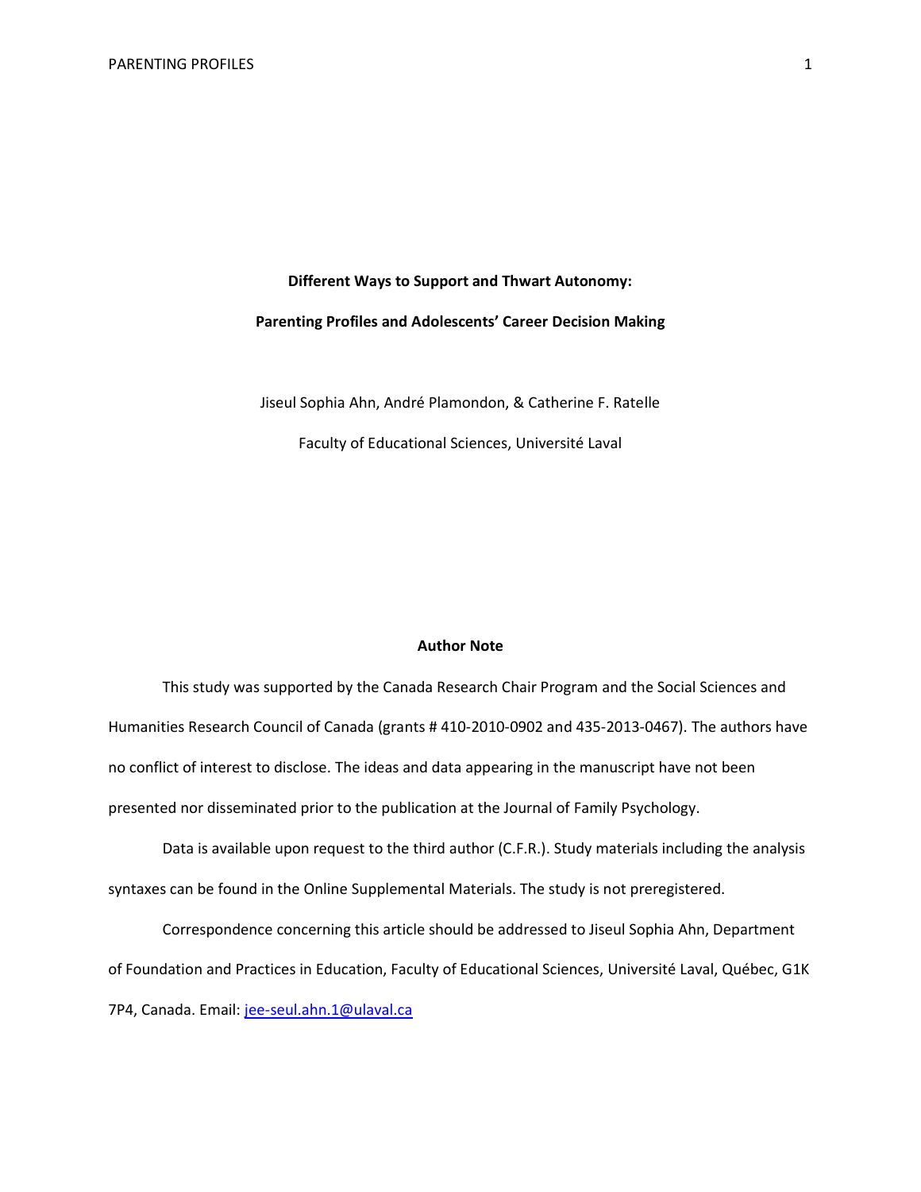**Different Ways to Support and Thwart Autonomy:**

**Parenting Profiles and Adolescents' Career Decision Making**

Jiseul Sophia Ahn, André Plamondon, & Catherine F. Ratelle

Faculty of Educational Sciences, Université Laval

**Author Note**

This study was supported by the Canada Research Chair Program and the Social Sciences and Humanities Research Council of Canada (grants # 410-2010-0902 and 435-2013-0467). The authors have no conflict of interest to disclose. The ideas and data appearing in the manuscript have not been presented nor disseminated prior to the publication at the Journal of Family Psychology.

Data is available upon request to the third author (C.F.R.). Study materials including the analysis syntaxes can be found in the Online Supplemental Materials. The study is not preregistered.

Correspondence concerning this article should be addressed to Jiseul Sophia Ahn, Department of Foundation and Practices in Education, Faculty of Educational Sciences, Université Laval, Québec, G1K 7P4, Canada. Email: jee-seul.ahn.1@ulaval.ca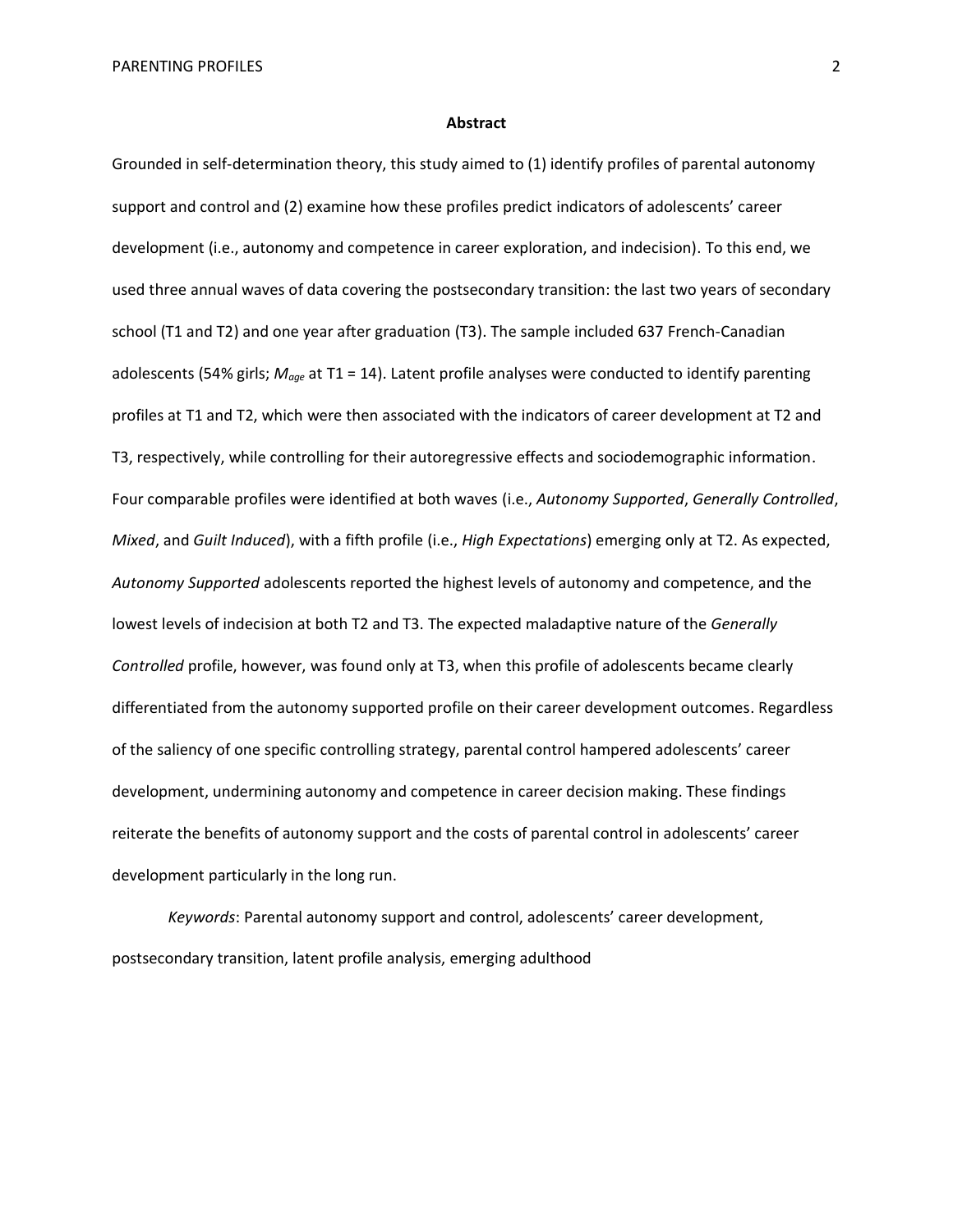## Abstract

Grounded in self-determination theory, this study aimed to (1) identify profiles of parental autonomy support and control and (2) examine how these profiles predict indicators of adolescents' career development (i.e., autonomy and competence in career exploration, and indecision). To this end, we used three annual waves of data covering the postsecondary transition: the last two years of secondary school (T1 and T2) and one year after graduation (T3). The sample included 637 French-Canadian adolescents (54% girls; $M_{age}$ at T1 = 14). Latent profile analyses were conducted to identify parenting profiles at T1 and T2, which were then associated with the indicators of career development at T2 and T3, respectively, while controlling for their autoregressive effects and sociodemographic information. Four comparable profiles were identified at both waves (i.e., *Autonomy Supported*, *Generally Controlled*, *Mixed*, and *Guilt Induced*), with a fifth profile (i.e., *High Expectations*) emerging only at T2. As expected, *Autonomy Supported* adolescents reported the highest levels of autonomy and competence, and the lowest levels of indecision at both T2 and T3. The expected maladaptive nature of the *Generally Controlled* profile, however, was found only at T3, when this profile of adolescents became clearly differentiated from the autonomy supported profile on their career development outcomes. Regardless of the saliency of one specific controlling strategy, parental control hampered adolescents' career development, undermining autonomy and competence in career decision making. These findings reiterate the benefits of autonomy support and the costs of parental control in adolescents' career development particularly in the long run.

*Keywords*: Parental autonomy support and control, adolescents' career development, postsecondary transition, latent profile analysis, emerging adulthood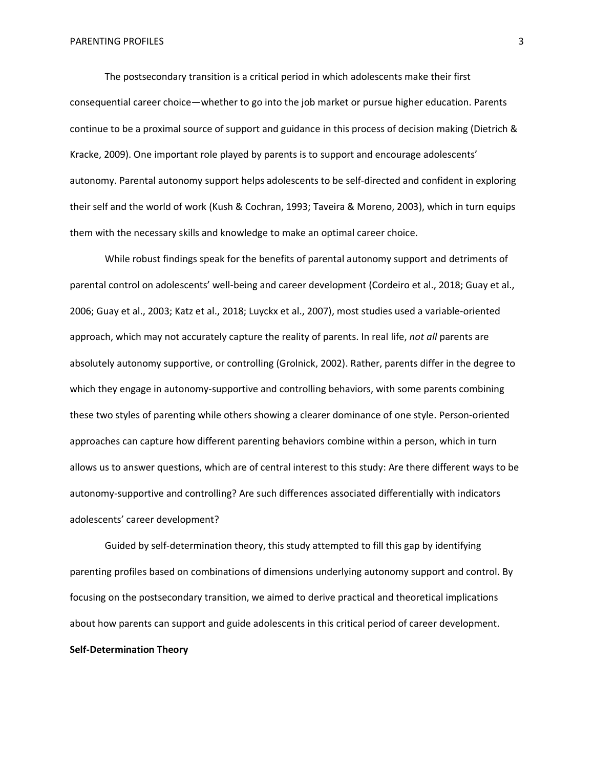The postsecondary transition is a critical period in which adolescents make their first consequential career choice—whether to go into the job market or pursue higher education. Parents continue to be a proximal source of support and guidance in this process of decision making (Dietrich & Kracke, 2009). One important role played by parents is to support and encourage adolescents' autonomy. Parental autonomy support helps adolescents to be self-directed and confident in exploring their self and the world of work (Kush & Cochran, 1993; Taveira & Moreno, 2003), which in turn equips them with the necessary skills and knowledge to make an optimal career choice.

While robust findings speak for the benefits of parental autonomy support and detriments of parental control on adolescents' well-being and career development (Cordeiro et al., 2018; Guay et al., 2006; Guay et al., 2003; Katz et al., 2018; Luyckx et al., 2007), most studies used a variable-oriented approach, which may not accurately capture the reality of parents. In real life, *not all* parents are absolutely autonomy supportive, or controlling (Grolnick, 2002). Rather, parents differ in the degree to which they engage in autonomy-supportive and controlling behaviors, with some parents combining these two styles of parenting while others showing a clearer dominance of one style. Person-oriented approaches can capture how different parenting behaviors combine within a person, which in turn allows us to answer questions, which are of central interest to this study: Are there different ways to be autonomy-supportive and controlling? Are such differences associated differentially with indicators adolescents' career development?

Guided by self-determination theory, this study attempted to fill this gap by identifying parenting profiles based on combinations of dimensions underlying autonomy support and control. By focusing on the postsecondary transition, we aimed to derive practical and theoretical implications about how parents can support and guide adolescents in this critical period of career development.

## Self-Determination Theory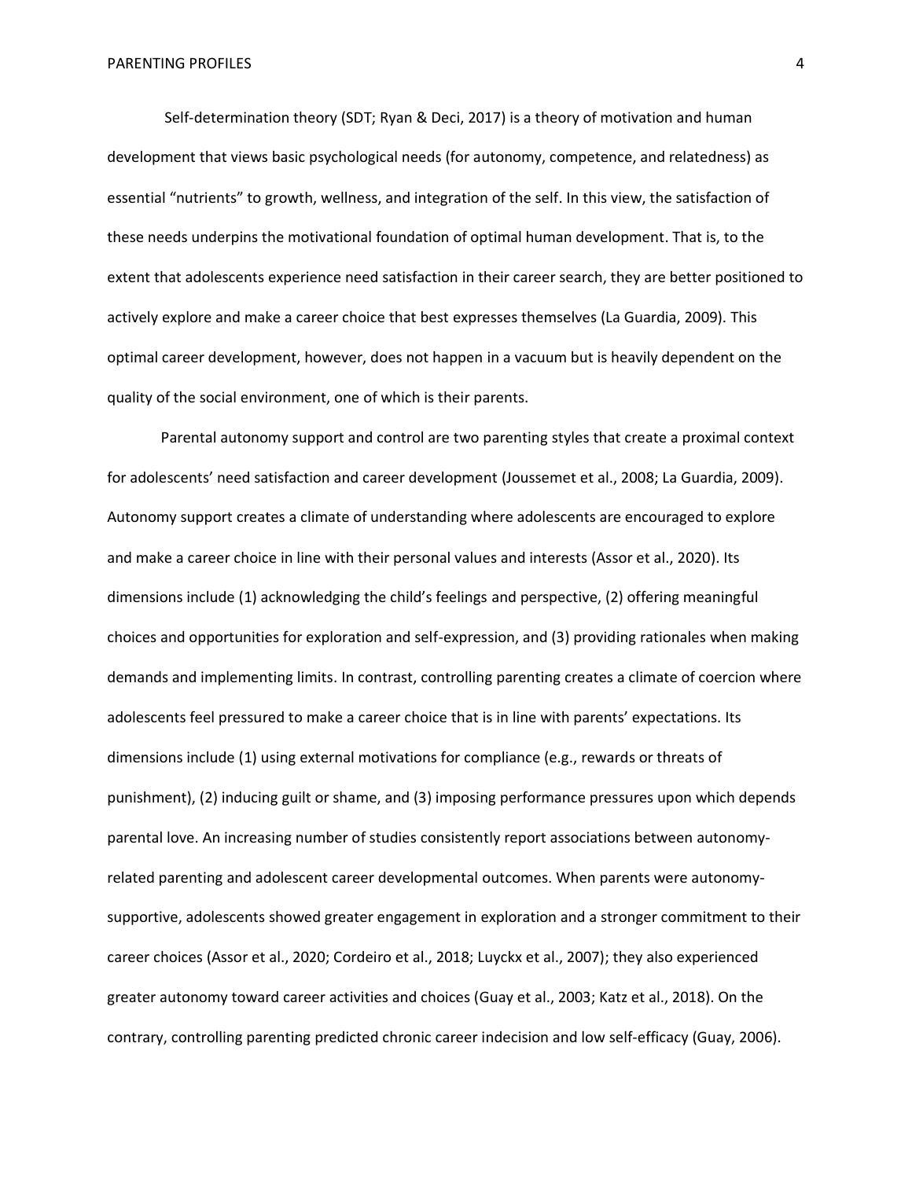Self-determination theory (SDT; Ryan & Deci, 2017) is a theory of motivation and human development that views basic psychological needs (for autonomy, competence, and relatedness) as essential "nutrients" to growth, wellness, and integration of the self. In this view, the satisfaction of these needs underpins the motivational foundation of optimal human development. That is, to the extent that adolescents experience need satisfaction in their career search, they are better positioned to actively explore and make a career choice that best expresses themselves (La Guardia, 2009). This optimal career development, however, does not happen in a vacuum but is heavily dependent on the quality of the social environment, one of which is their parents.

Parental autonomy support and control are two parenting styles that create a proximal context for adolescents' need satisfaction and career development (Joussemet et al., 2008; La Guardia, 2009). Autonomy support creates a climate of understanding where adolescents are encouraged to explore and make a career choice in line with their personal values and interests (Assor et al., 2020). Its dimensions include (1) acknowledging the child's feelings and perspective, (2) offering meaningful choices and opportunities for exploration and self-expression, and (3) providing rationales when making demands and implementing limits. In contrast, controlling parenting creates a climate of coercion where adolescents feel pressured to make a career choice that is in line with parents' expectations. Its dimensions include (1) using external motivations for compliance (e.g., rewards or threats of punishment), (2) inducing guilt or shame, and (3) imposing performance pressures upon which depends parental love. An increasing number of studies consistently report associations between autonomy-related parenting and adolescent career developmental outcomes. When parents were autonomy-supportive, adolescents showed greater engagement in exploration and a stronger commitment to their career choices (Assor et al., 2020; Cordeiro et al., 2018; Luyckx et al., 2007); they also experienced greater autonomy toward career activities and choices (Guay et al., 2003; Katz et al., 2018). On the contrary, controlling parenting predicted chronic career indecision and low self-efficacy (Guay, 2006).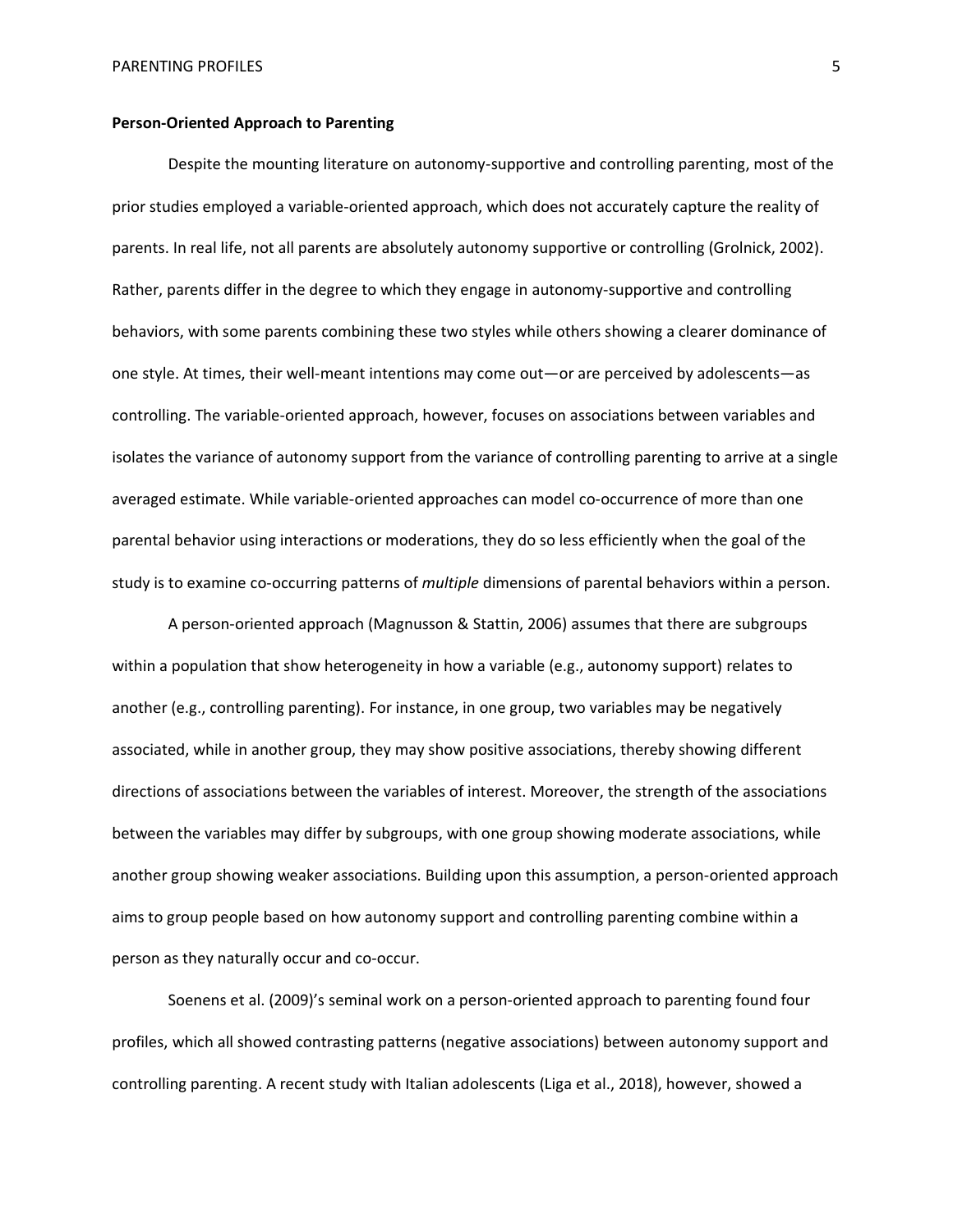**Person-Oriented Approach to Parenting**

Despite the mounting literature on autonomy-supportive and controlling parenting, most of the prior studies employed a variable-oriented approach, which does not accurately capture the reality of parents. In real life, not all parents are absolutely autonomy supportive or controlling (Grolnick, 2002). Rather, parents differ in the degree to which they engage in autonomy-supportive and controlling behaviors, with some parents combining these two styles while others showing a clearer dominance of one style. At times, their well-meant intentions may come out—or are perceived by adolescents—as controlling. The variable-oriented approach, however, focuses on associations between variables and isolates the variance of autonomy support from the variance of controlling parenting to arrive at a single averaged estimate. While variable-oriented approaches can model co-occurrence of more than one parental behavior using interactions or moderations, they do so less efficiently when the goal of the study is to examine co-occurring patterns of *multiple* dimensions of parental behaviors within a person.

A person-oriented approach (Magnusson & Stattin, 2006) assumes that there are subgroups within a population that show heterogeneity in how a variable (e.g., autonomy support) relates to another (e.g., controlling parenting). For instance, in one group, two variables may be negatively associated, while in another group, they may show positive associations, thereby showing different directions of associations between the variables of interest. Moreover, the strength of the associations between the variables may differ by subgroups, with one group showing moderate associations, while another group showing weaker associations. Building upon this assumption, a person-oriented approach aims to group people based on how autonomy support and controlling parenting combine within a person as they naturally occur and co-occur.

Soenens et al. (2009)'s seminal work on a person-oriented approach to parenting found four profiles, which all showed contrasting patterns (negative associations) between autonomy support and controlling parenting. A recent study with Italian adolescents (Liga et al., 2018), however, showed a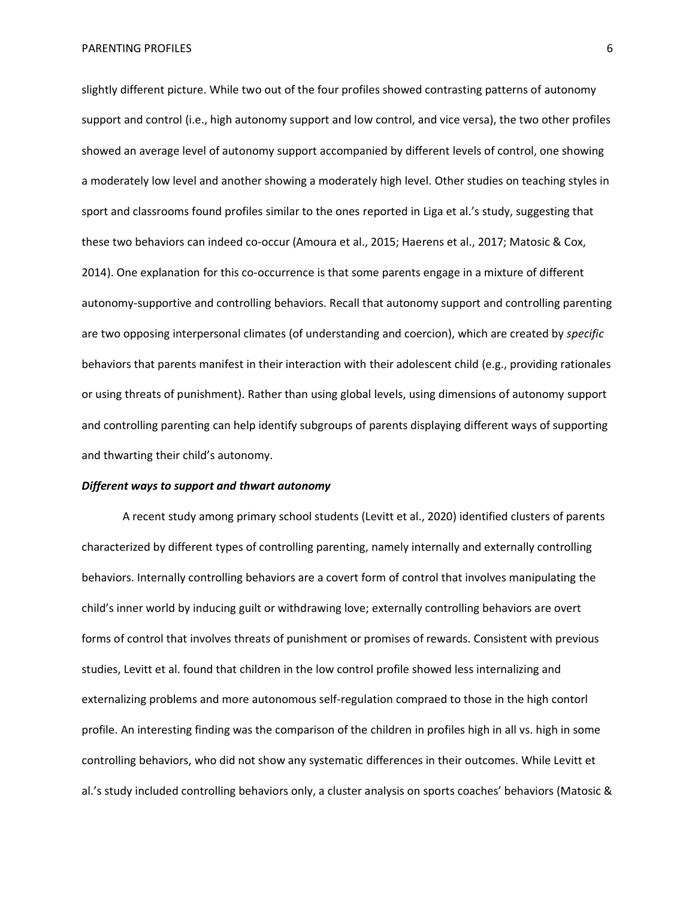slightly different picture. While two out of the four profiles showed contrasting patterns of autonomy support and control (i.e., high autonomy support and low control, and vice versa), the two other profiles showed an average level of autonomy support accompanied by different levels of control, one showing a moderately low level and another showing a moderately high level. Other studies on teaching styles in sport and classrooms found profiles similar to the ones reported in Liga et al.'s study, suggesting that these two behaviors can indeed co-occur (Amoura et al., 2015; Haerens et al., 2017; Matosic & Cox, 2014). One explanation for this co-occurrence is that some parents engage in a mixture of different autonomy-supportive and controlling behaviors. Recall that autonomy support and controlling parenting are two opposing interpersonal climates (of understanding and coercion), which are created by *specific* behaviors that parents manifest in their interaction with their adolescent child (e.g., providing rationales or using threats of punishment). Rather than using global levels, using dimensions of autonomy support and controlling parenting can help identify subgroups of parents displaying different ways of supporting and thwarting their child's autonomy.

***Different ways to support and thwart autonomy***

A recent study among primary school students (Levitt et al., 2020) identified clusters of parents characterized by different types of controlling parenting, namely internally and externally controlling behaviors. Internally controlling behaviors are a covert form of control that involves manipulating the child's inner world by inducing guilt or withdrawing love; externally controlling behaviors are overt forms of control that involves threats of punishment or promises of rewards. Consistent with previous studies, Levitt et al. found that children in the low control profile showed less internalizing and externalizing problems and more autonomous self-regulation compraed to those in the high contorl profile. An interesting finding was the comparison of the children in profiles high in all vs. high in some controlling behaviors, who did not show any systematic differences in their outcomes. While Levitt et al.'s study included controlling behaviors only, a cluster analysis on sports coaches' behaviors (Matosic &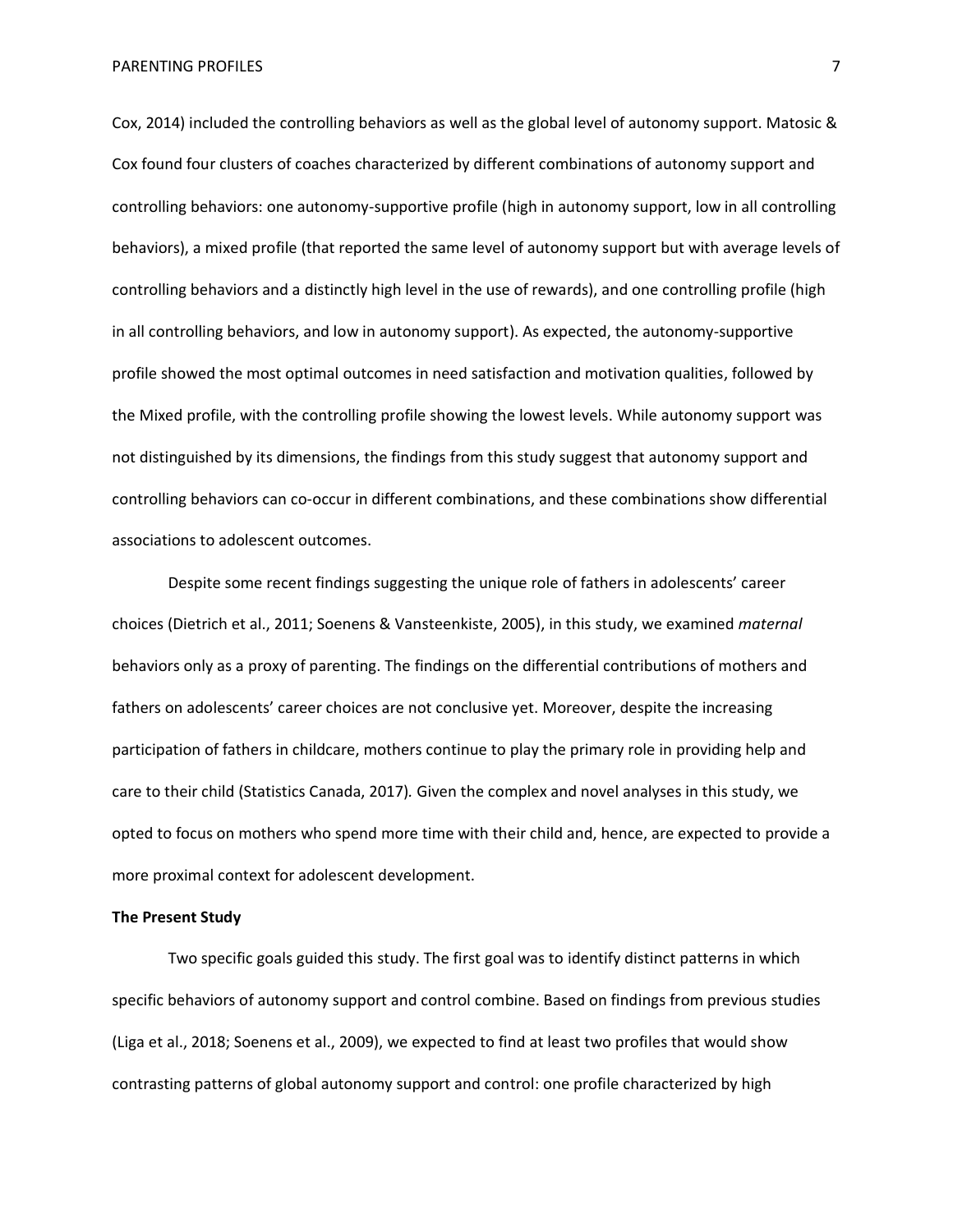Cox, 2014) included the controlling behaviors as well as the global level of autonomy support. Matosic & Cox found four clusters of coaches characterized by different combinations of autonomy support and controlling behaviors: one autonomy-supportive profile (high in autonomy support, low in all controlling behaviors), a mixed profile (that reported the same level of autonomy support but with average levels of controlling behaviors and a distinctly high level in the use of rewards), and one controlling profile (high in all controlling behaviors, and low in autonomy support). As expected, the autonomy-supportive profile showed the most optimal outcomes in need satisfaction and motivation qualities, followed by the Mixed profile, with the controlling profile showing the lowest levels. While autonomy support was not distinguished by its dimensions, the findings from this study suggest that autonomy support and controlling behaviors can co-occur in different combinations, and these combinations show differential associations to adolescent outcomes.

Despite some recent findings suggesting the unique role of fathers in adolescents' career choices (Dietrich et al., 2011; Soenens & Vansteenkiste, 2005), in this study, we examined *maternal* behaviors only as a proxy of parenting. The findings on the differential contributions of mothers and fathers on adolescents' career choices are not conclusive yet. Moreover, despite the increasing participation of fathers in childcare, mothers continue to play the primary role in providing help and care to their child (Statistics Canada, 2017). Given the complex and novel analyses in this study, we opted to focus on mothers who spend more time with their child and, hence, are expected to provide a more proximal context for adolescent development.

**The Present Study**

Two specific goals guided this study. The first goal was to identify distinct patterns in which specific behaviors of autonomy support and control combine. Based on findings from previous studies (Liga et al., 2018; Soenens et al., 2009), we expected to find at least two profiles that would show contrasting patterns of global autonomy support and control: one profile characterized by high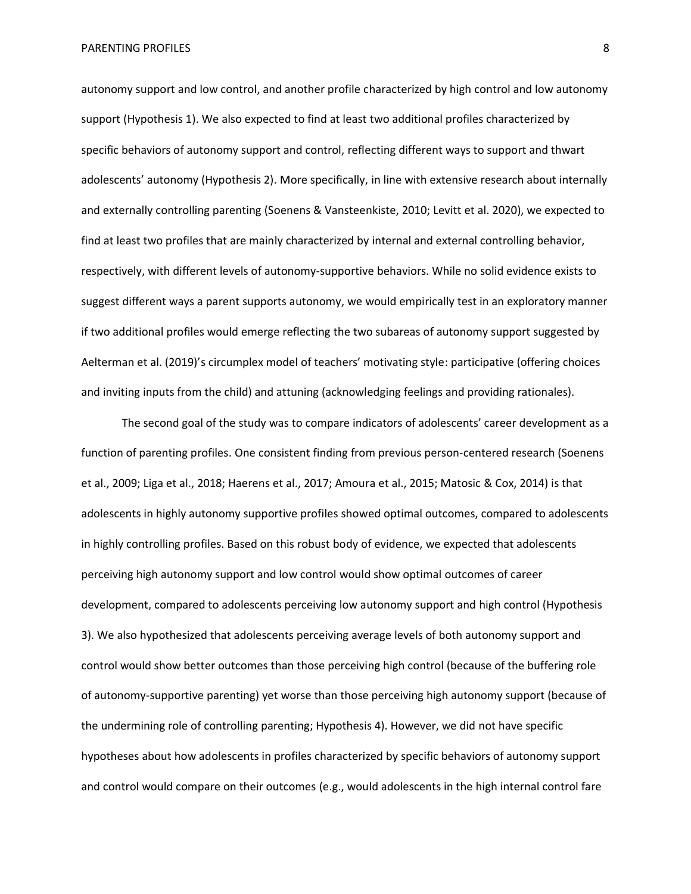autonomy support and low control, and another profile characterized by high control and low autonomy support (Hypothesis 1). We also expected to find at least two additional profiles characterized by specific behaviors of autonomy support and control, reflecting different ways to support and thwart adolescents' autonomy (Hypothesis 2). More specifically, in line with extensive research about internally and externally controlling parenting (Soenens & Vansteenkiste, 2010; Levitt et al. 2020), we expected to find at least two profiles that are mainly characterized by internal and external controlling behavior, respectively, with different levels of autonomy-supportive behaviors. While no solid evidence exists to suggest different ways a parent supports autonomy, we would empirically test in an exploratory manner if two additional profiles would emerge reflecting the two subareas of autonomy support suggested by Aelterman et al. (2019)'s circumplex model of teachers' motivating style: participative (offering choices and inviting inputs from the child) and attuning (acknowledging feelings and providing rationales).

The second goal of the study was to compare indicators of adolescents' career development as a function of parenting profiles. One consistent finding from previous person-centered research (Soenens et al., 2009; Liga et al., 2018; Haerens et al., 2017; Amoura et al., 2015; Matosic & Cox, 2014) is that adolescents in highly autonomy supportive profiles showed optimal outcomes, compared to adolescents in highly controlling profiles. Based on this robust body of evidence, we expected that adolescents perceiving high autonomy support and low control would show optimal outcomes of career development, compared to adolescents perceiving low autonomy support and high control (Hypothesis 3). We also hypothesized that adolescents perceiving average levels of both autonomy support and control would show better outcomes than those perceiving high control (because of the buffering role of autonomy-supportive parenting) yet worse than those perceiving high autonomy support (because of the undermining role of controlling parenting; Hypothesis 4). However, we did not have specific hypotheses about how adolescents in profiles characterized by specific behaviors of autonomy support and control would compare on their outcomes (e.g., would adolescents in the high internal control fare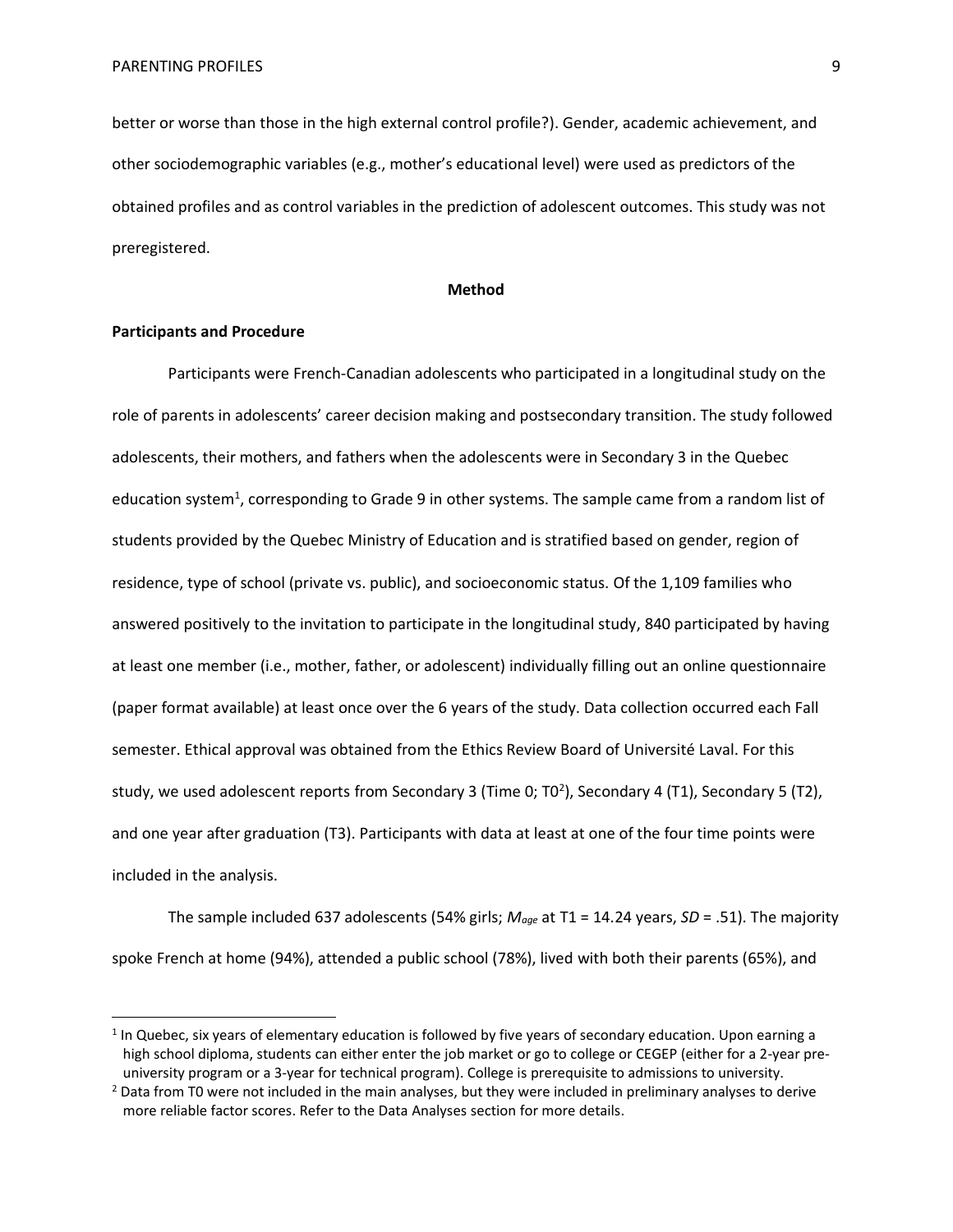better or worse than those in the high external control profile?). Gender, academic achievement, and other sociodemographic variables (e.g., mother's educational level) were used as predictors of the obtained profiles and as control variables in the prediction of adolescent outcomes. This study was not preregistered.

## Method

### Participants and Procedure

Participants were French-Canadian adolescents who participated in a longitudinal study on the role of parents in adolescents' career decision making and postsecondary transition. The study followed adolescents, their mothers, and fathers when the adolescents were in Secondary 3 in the Quebec education system[1], corresponding to Grade 9 in other systems. The sample came from a random list of students provided by the Quebec Ministry of Education and is stratified based on gender, region of residence, type of school (private vs. public), and socioeconomic status. Of the 1,109 families who answered positively to the invitation to participate in the longitudinal study, 840 participated by having at least one member (i.e., mother, father, or adolescent) individually filling out an online questionnaire (paper format available) at least once over the 6 years of the study. Data collection occurred each Fall semester. Ethical approval was obtained from the Ethics Review Board of Université Laval. For this study, we used adolescent reports from Secondary 3 (Time 0; T0[2]), Secondary 4 (T1), Secondary 5 (T2), and one year after graduation (T3). Participants with data at least at one of the four time points were included in the analysis.

The sample included 637 adolescents (54% girls; $M_{age}$ at T1 = 14.24 years, *SD* = .51). The majority spoke French at home (94%), attended a public school (78%), lived with both their parents (65%), and

---

[1] In Quebec, six years of elementary education is followed by five years of secondary education. Upon earning a high school diploma, students can either enter the job market or go to college or CEGEP (either for a 2-year pre-university program or a 3-year for technical program). College is prerequisite to admissions to university.

[2] Data from T0 were not included in the main analyses, but they were included in preliminary analyses to derive more reliable factor scores. Refer to the Data Analyses section for more details.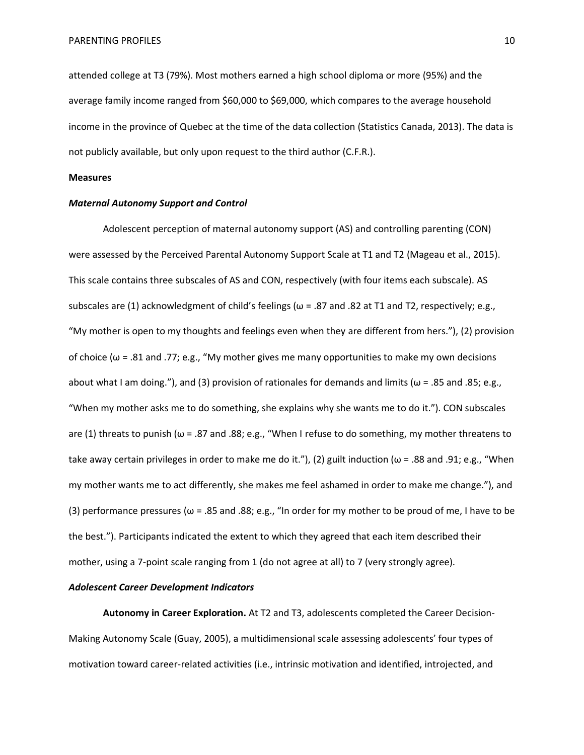attended college at T3 (79%). Most mothers earned a high school diploma or more (95%) and the average family income ranged from $60,000 to $69,000, which compares to the average household income in the province of Quebec at the time of the data collection (Statistics Canada, 2013). The data is not publicly available, but only upon request to the third author (C.F.R.).

**Measures**

***Maternal Autonomy Support and Control***

Adolescent perception of maternal autonomy support (AS) and controlling parenting (CON) were assessed by the Perceived Parental Autonomy Support Scale at T1 and T2 (Mageau et al., 2015). This scale contains three subscales of AS and CON, respectively (with four items each subscale). AS subscales are (1) acknowledgment of child's feelings ($\omega$ = .87 and .82 at T1 and T2, respectively; e.g., "My mother is open to my thoughts and feelings even when they are different from hers."), (2) provision of choice ($\omega$ = .81 and .77; e.g., "My mother gives me many opportunities to make my own decisions about what I am doing."), and (3) provision of rationales for demands and limits ($\omega$ = .85 and .85; e.g., "When my mother asks me to do something, she explains why she wants me to do it."). CON subscales are (1) threats to punish ($\omega$ = .87 and .88; e.g., "When I refuse to do something, my mother threatens to take away certain privileges in order to make me do it."), (2) guilt induction ($\omega$ = .88 and .91; e.g., "When my mother wants me to act differently, she makes me feel ashamed in order to make me change."), and (3) performance pressures ($\omega$ = .85 and .88; e.g., "In order for my mother to be proud of me, I have to be the best."). Participants indicated the extent to which they agreed that each item described their mother, using a 7-point scale ranging from 1 (do not agree at all) to 7 (very strongly agree).

***Adolescent Career Development Indicators***

**Autonomy in Career Exploration.** At T2 and T3, adolescents completed the Career Decision-Making Autonomy Scale (Guay, 2005), a multidimensional scale assessing adolescents' four types of motivation toward career-related activities (i.e., intrinsic motivation and identified, introjected, and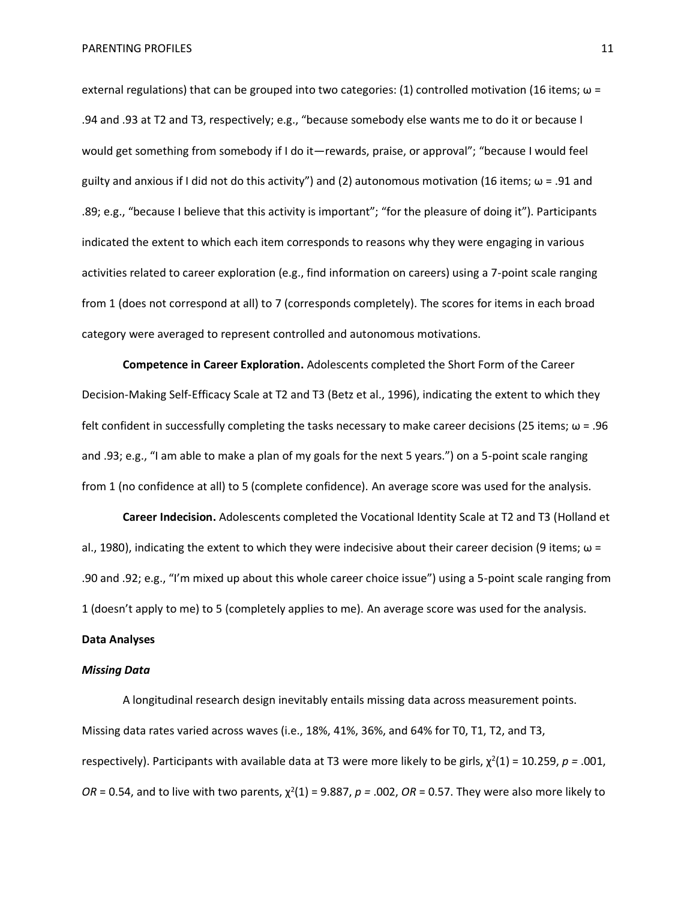external regulations) that can be grouped into two categories: (1) controlled motivation (16 items; $\omega$ = .94 and .93 at T2 and T3, respectively; e.g., "because somebody else wants me to do it or because I would get something from somebody if I do it—rewards, praise, or approval"; "because I would feel guilty and anxious if I did not do this activity") and (2) autonomous motivation (16 items; $\omega$ = .91 and .89; e.g., "because I believe that this activity is important"; "for the pleasure of doing it"). Participants indicated the extent to which each item corresponds to reasons why they were engaging in various activities related to career exploration (e.g., find information on careers) using a 7-point scale ranging from 1 (does not correspond at all) to 7 (corresponds completely). The scores for items in each broad category were averaged to represent controlled and autonomous motivations.

**Competence in Career Exploration.** Adolescents completed the Short Form of the Career Decision-Making Self-Efficacy Scale at T2 and T3 (Betz et al., 1996), indicating the extent to which they felt confident in successfully completing the tasks necessary to make career decisions (25 items; $\omega$ = .96 and .93; e.g., "I am able to make a plan of my goals for the next 5 years.") on a 5-point scale ranging from 1 (no confidence at all) to 5 (complete confidence). An average score was used for the analysis.

**Career Indecision.** Adolescents completed the Vocational Identity Scale at T2 and T3 (Holland et al., 1980), indicating the extent to which they were indecisive about their career decision (9 items; $\omega$ = .90 and .92; e.g., "I'm mixed up about this whole career choice issue") using a 5-point scale ranging from 1 (doesn't apply to me) to 5 (completely applies to me). An average score was used for the analysis.

**Data Analyses**

***Missing Data***

A longitudinal research design inevitably entails missing data across measurement points. Missing data rates varied across waves (i.e., 18%, 41%, 36%, and 64% for T0, T1, T2, and T3, respectively). Participants with available data at T3 were more likely to be girls, $\chi^2(1) = 10.259$, $p = .001$, $OR = 0.54$, and to live with two parents, $\chi^2(1) = 9.887$, $p = .002$, $OR = 0.57$. They were also more likely to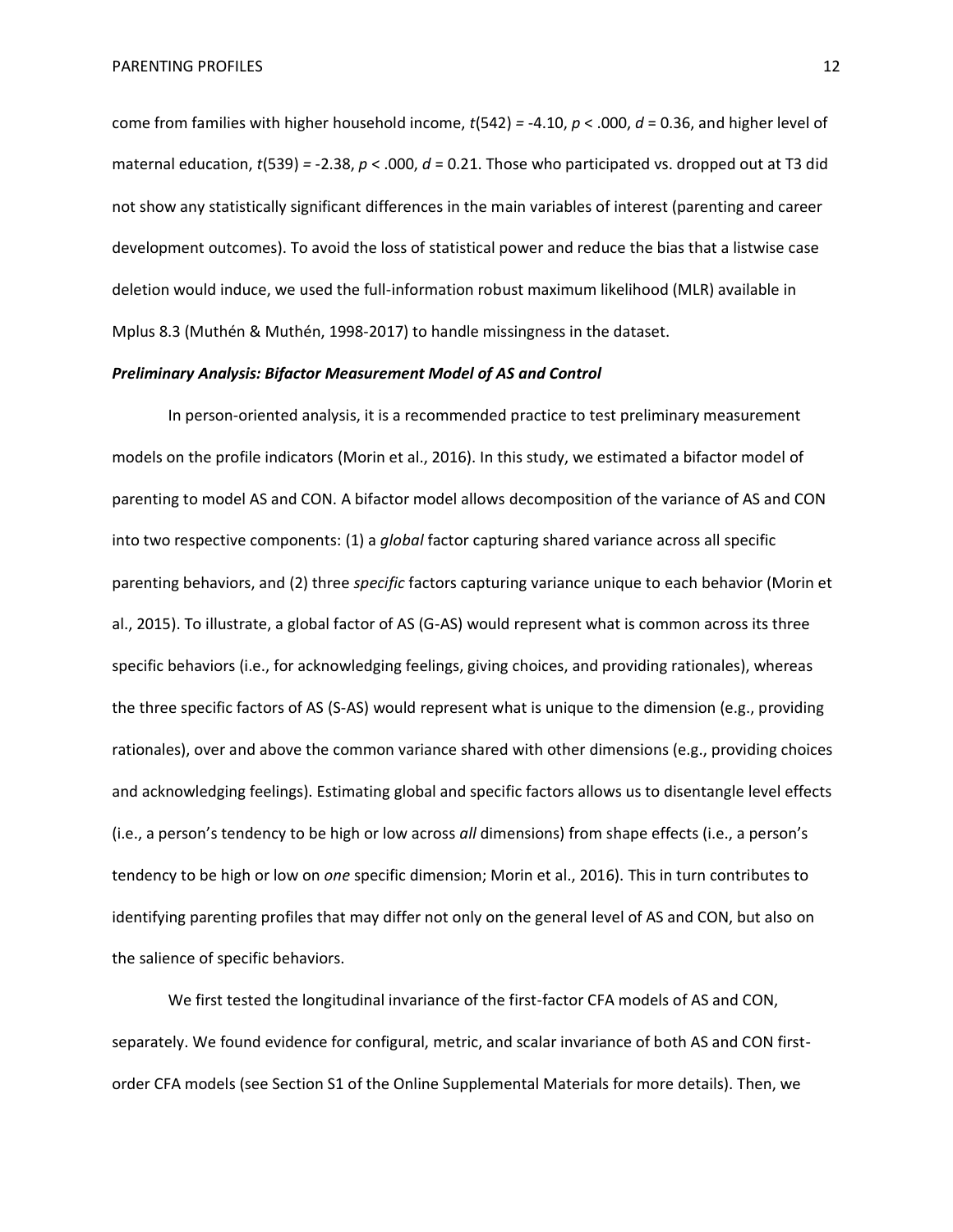come from families with higher household income, $t(542) = -4.10$, $p < .000$, $d = 0.36$, and higher level of maternal education, $t(539) = -2.38$, $p < .000$, $d = 0.21$. Those who participated vs. dropped out at T3 did not show any statistically significant differences in the main variables of interest (parenting and career development outcomes). To avoid the loss of statistical power and reduce the bias that a listwise case deletion would induce, we used the full-information robust maximum likelihood (MLR) available in Mplus 8.3 (Muthén & Muthén, 1998-2017) to handle missingness in the dataset.

***Preliminary Analysis: Bifactor Measurement Model of AS and Control***

In person-oriented analysis, it is a recommended practice to test preliminary measurement models on the profile indicators (Morin et al., 2016). In this study, we estimated a bifactor model of parenting to model AS and CON. A bifactor model allows decomposition of the variance of AS and CON into two respective components: (1) a *global* factor capturing shared variance across all specific parenting behaviors, and (2) three *specific* factors capturing variance unique to each behavior (Morin et al., 2015). To illustrate, a global factor of AS (G-AS) would represent what is common across its three specific behaviors (i.e., for acknowledging feelings, giving choices, and providing rationales), whereas the three specific factors of AS (S-AS) would represent what is unique to the dimension (e.g., providing rationales), over and above the common variance shared with other dimensions (e.g., providing choices and acknowledging feelings). Estimating global and specific factors allows us to disentangle level effects (i.e., a person's tendency to be high or low across *all* dimensions) from shape effects (i.e., a person's tendency to be high or low on *one* specific dimension; Morin et al., 2016). This in turn contributes to identifying parenting profiles that may differ not only on the general level of AS and CON, but also on the salience of specific behaviors.

We first tested the longitudinal invariance of the first-factor CFA models of AS and CON, separately. We found evidence for configural, metric, and scalar invariance of both AS and CON first-order CFA models (see Section S1 of the Online Supplemental Materials for more details). Then, we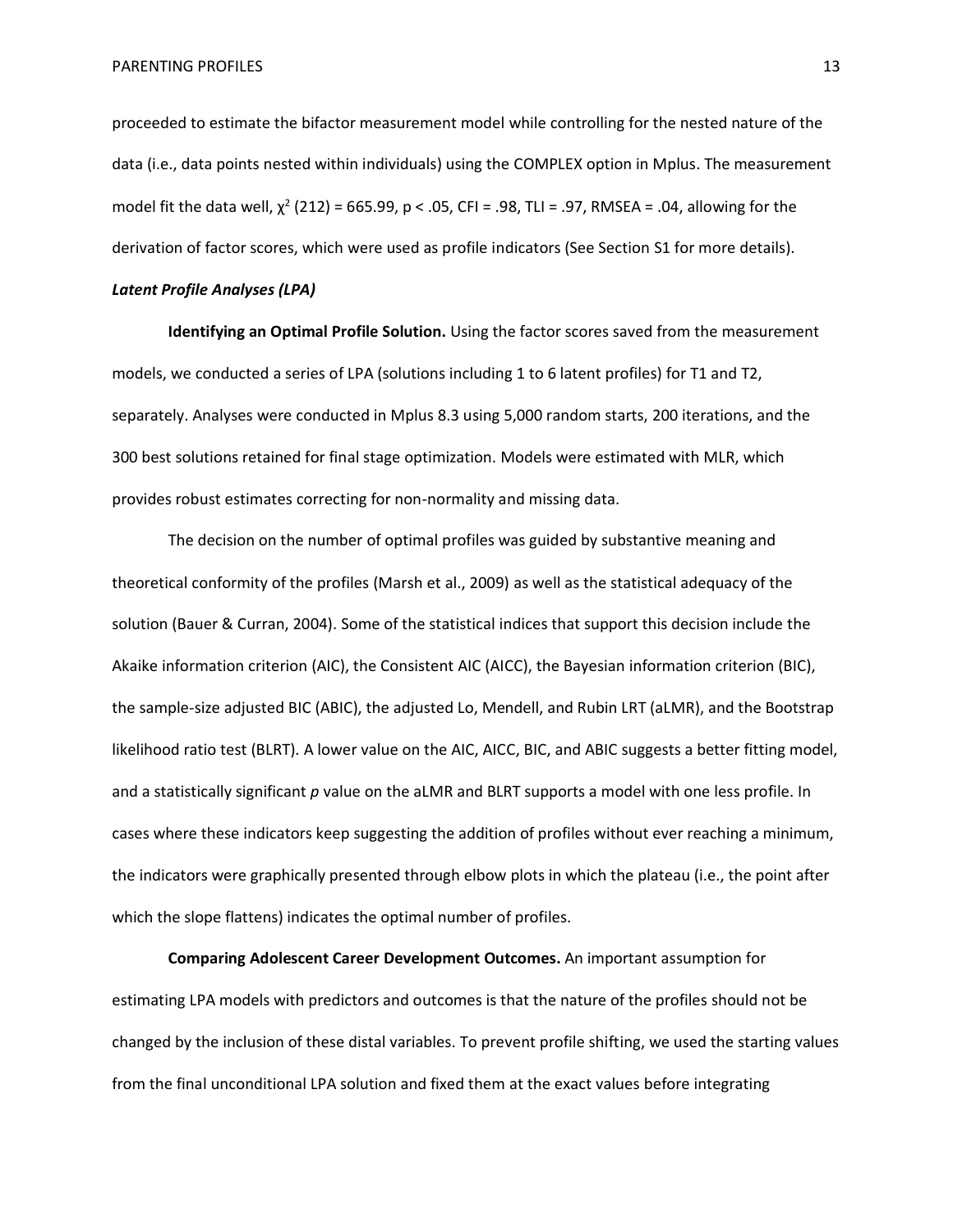proceeded to estimate the bifactor measurement model while controlling for the nested nature of the data (i.e., data points nested within individuals) using the COMPLEX option in Mplus. The measurement model fit the data well, $\chi^2$ (212) = 665.99, $p < .05$, CFI = .98, TLI = .97, RMSEA = .04, allowing for the derivation of factor scores, which were used as profile indicators (See Section S1 for more details).

### *Latent Profile Analyses (LPA)*

**Identifying an Optimal Profile Solution.** Using the factor scores saved from the measurement models, we conducted a series of LPA (solutions including 1 to 6 latent profiles) for T1 and T2, separately. Analyses were conducted in Mplus 8.3 using 5,000 random starts, 200 iterations, and the 300 best solutions retained for final stage optimization. Models were estimated with MLR, which provides robust estimates correcting for non-normality and missing data.

The decision on the number of optimal profiles was guided by substantive meaning and theoretical conformity of the profiles (Marsh et al., 2009) as well as the statistical adequacy of the solution (Bauer & Curran, 2004). Some of the statistical indices that support this decision include the Akaike information criterion (AIC), the Consistent AIC (AICC), the Bayesian information criterion (BIC), the sample-size adjusted BIC (ABIC), the adjusted Lo, Mendell, and Rubin LRT (aLMR), and the Bootstrap likelihood ratio test (BLRT). A lower value on the AIC, AICC, BIC, and ABIC suggests a better fitting model, and a statistically significant *p* value on the aLMR and BLRT supports a model with one less profile. In cases where these indicators keep suggesting the addition of profiles without ever reaching a minimum, the indicators were graphically presented through elbow plots in which the plateau (i.e., the point after which the slope flattens) indicates the optimal number of profiles.

**Comparing Adolescent Career Development Outcomes.** An important assumption for estimating LPA models with predictors and outcomes is that the nature of the profiles should not be changed by the inclusion of these distal variables. To prevent profile shifting, we used the starting values from the final unconditional LPA solution and fixed them at the exact values before integrating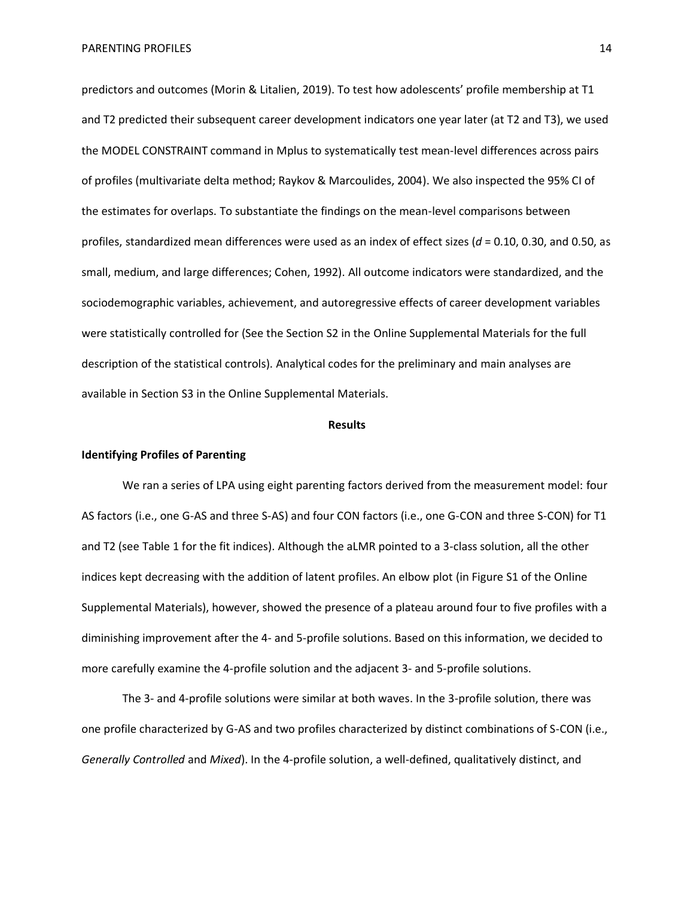predictors and outcomes (Morin & Litalien, 2019). To test how adolescents' profile membership at T1 and T2 predicted their subsequent career development indicators one year later (at T2 and T3), we used the MODEL CONSTRAINT command in Mplus to systematically test mean-level differences across pairs of profiles (multivariate delta method; Raykov & Marcoulides, 2004). We also inspected the 95% CI of the estimates for overlaps. To substantiate the findings on the mean-level comparisons between profiles, standardized mean differences were used as an index of effect sizes ($d$ = 0.10, 0.30, and 0.50, as small, medium, and large differences; Cohen, 1992). All outcome indicators were standardized, and the sociodemographic variables, achievement, and autoregressive effects of career development variables were statistically controlled for (See the Section S2 in the Online Supplemental Materials for the full description of the statistical controls). Analytical codes for the preliminary and main analyses are available in Section S3 in the Online Supplemental Materials.

## Results

### Identifying Profiles of Parenting

We ran a series of LPA using eight parenting factors derived from the measurement model: four AS factors (i.e., one G-AS and three S-AS) and four CON factors (i.e., one G-CON and three S-CON) for T1 and T2 (see Table 1 for the fit indices). Although the aLMR pointed to a 3-class solution, all the other indices kept decreasing with the addition of latent profiles. An elbow plot (in Figure S1 of the Online Supplemental Materials), however, showed the presence of a plateau around four to five profiles with a diminishing improvement after the 4- and 5-profile solutions. Based on this information, we decided to more carefully examine the 4-profile solution and the adjacent 3- and 5-profile solutions.

The 3- and 4-profile solutions were similar at both waves. In the 3-profile solution, there was one profile characterized by G-AS and two profiles characterized by distinct combinations of S-CON (i.e., *Generally Controlled* and *Mixed*). In the 4-profile solution, a well-defined, qualitatively distinct, and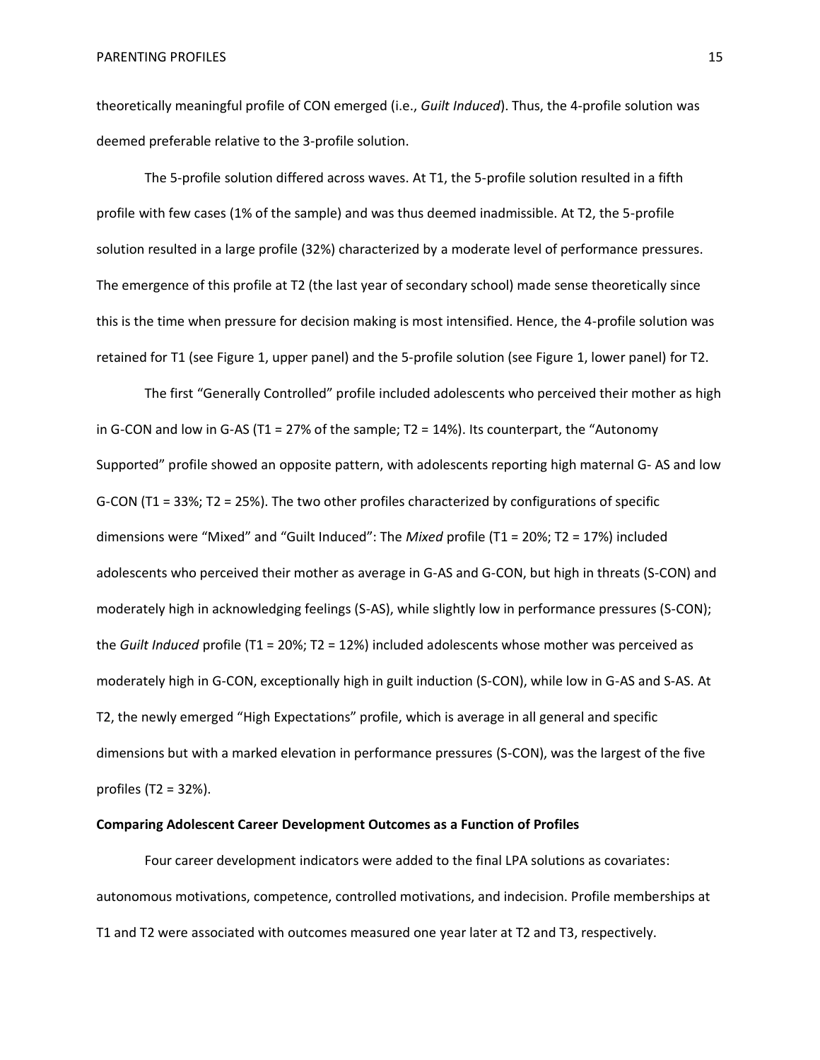theoretically meaningful profile of CON emerged (i.e., *Guilt Induced*). Thus, the 4-profile solution was deemed preferable relative to the 3-profile solution.

The 5-profile solution differed across waves. At T1, the 5-profile solution resulted in a fifth profile with few cases (1% of the sample) and was thus deemed inadmissible. At T2, the 5-profile solution resulted in a large profile (32%) characterized by a moderate level of performance pressures. The emergence of this profile at T2 (the last year of secondary school) made sense theoretically since this is the time when pressure for decision making is most intensified. Hence, the 4-profile solution was retained for T1 (see Figure 1, upper panel) and the 5-profile solution (see Figure 1, lower panel) for T2.

The first "Generally Controlled" profile included adolescents who perceived their mother as high in G-CON and low in G-AS (T1 = 27% of the sample; T2 = 14%). Its counterpart, the "Autonomy Supported" profile showed an opposite pattern, with adolescents reporting high maternal G- AS and low G-CON (T1 = 33%; T2 = 25%). The two other profiles characterized by configurations of specific dimensions were "Mixed" and "Guilt Induced": The *Mixed* profile (T1 = 20%; T2 = 17%) included adolescents who perceived their mother as average in G-AS and G-CON, but high in threats (S-CON) and moderately high in acknowledging feelings (S-AS), while slightly low in performance pressures (S-CON); the *Guilt Induced* profile (T1 = 20%; T2 = 12%) included adolescents whose mother was perceived as moderately high in G-CON, exceptionally high in guilt induction (S-CON), while low in G-AS and S-AS. At T2, the newly emerged "High Expectations" profile, which is average in all general and specific dimensions but with a marked elevation in performance pressures (S-CON), was the largest of the five profiles (T2 = 32%).

**Comparing Adolescent Career Development Outcomes as a Function of Profiles**

Four career development indicators were added to the final LPA solutions as covariates: autonomous motivations, competence, controlled motivations, and indecision. Profile memberships at T1 and T2 were associated with outcomes measured one year later at T2 and T3, respectively.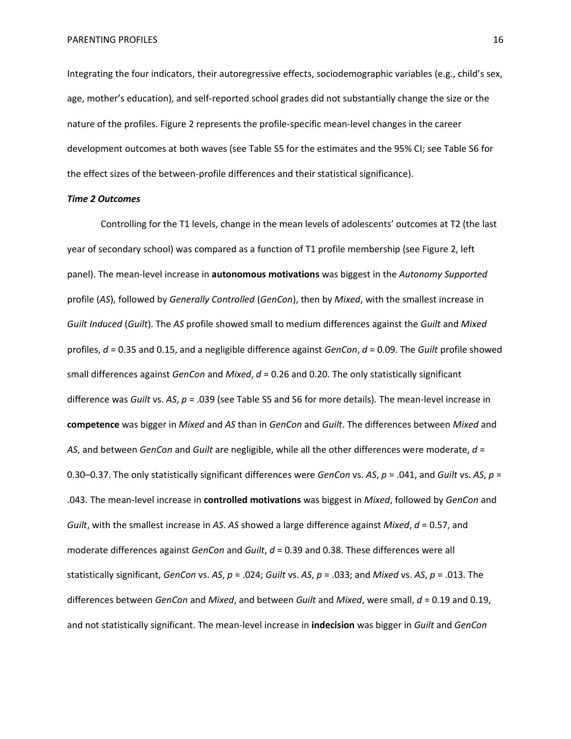Integrating the four indicators, their autoregressive effects, sociodemographic variables (e.g., child's sex, age, mother's education), and self-reported school grades did not substantially change the size or the nature of the profiles. Figure 2 represents the profile-specific mean-level changes in the career development outcomes at both waves (see Table S5 for the estimates and the 95% CI; see Table S6 for the effect sizes of the between-profile differences and their statistical significance).

### ***Time 2 Outcomes***

Controlling for the T1 levels, change in the mean levels of adolescents' outcomes at T2 (the last year of secondary school) was compared as a function of T1 profile membership (see Figure 2, left panel). The mean-level increase in **autonomous motivations** was biggest in the *Autonomy Supported* profile (*AS*), followed by *Generally Controlled* (*GenCon*), then by *Mixed*, with the smallest increase in *Guilt Induced* (*Guilt*). The *AS* profile showed small to medium differences against the *Guilt* and *Mixed* profiles, $d = 0.35$ and 0.15, and a negligible difference against *GenCon*, $d = 0.09$. The *Guilt* profile showed small differences against *GenCon* and *Mixed*, $d = 0.26$ and 0.20. The only statistically significant difference was *Guilt* vs. *AS*, $p = .039$ (see Table S5 and S6 for more details). The mean-level increase in **competence** was bigger in *Mixed* and *AS* than in *GenCon* and *Guilt*. The differences between *Mixed* and *AS*, and between *GenCon* and *Guilt* are negligible, while all the other differences were moderate, $d = 0.30$–$0.37$. The only statistically significant differences were *GenCon* vs. *AS*, $p = .041$, and *Guilt* vs. *AS*, $p = .043$. The mean-level increase in **controlled motivations** was biggest in *Mixed*, followed by *GenCon* and *Guilt*, with the smallest increase in *AS*. *AS* showed a large difference against *Mixed*, $d = 0.57$, and moderate differences against *GenCon* and *Guilt*, $d = 0.39$ and 0.38. These differences were all statistically significant, *GenCon* vs. *AS*, $p = .024$; *Guilt* vs. *AS*, $p = .033$; and *Mixed* vs. *AS*, $p = .013$. The differences between *GenCon* and *Mixed*, and between *Guilt* and *Mixed*, were small, $d = 0.19$ and 0.19, and not statistically significant. The mean-level increase in **indecision** was bigger in *Guilt* and *GenCon*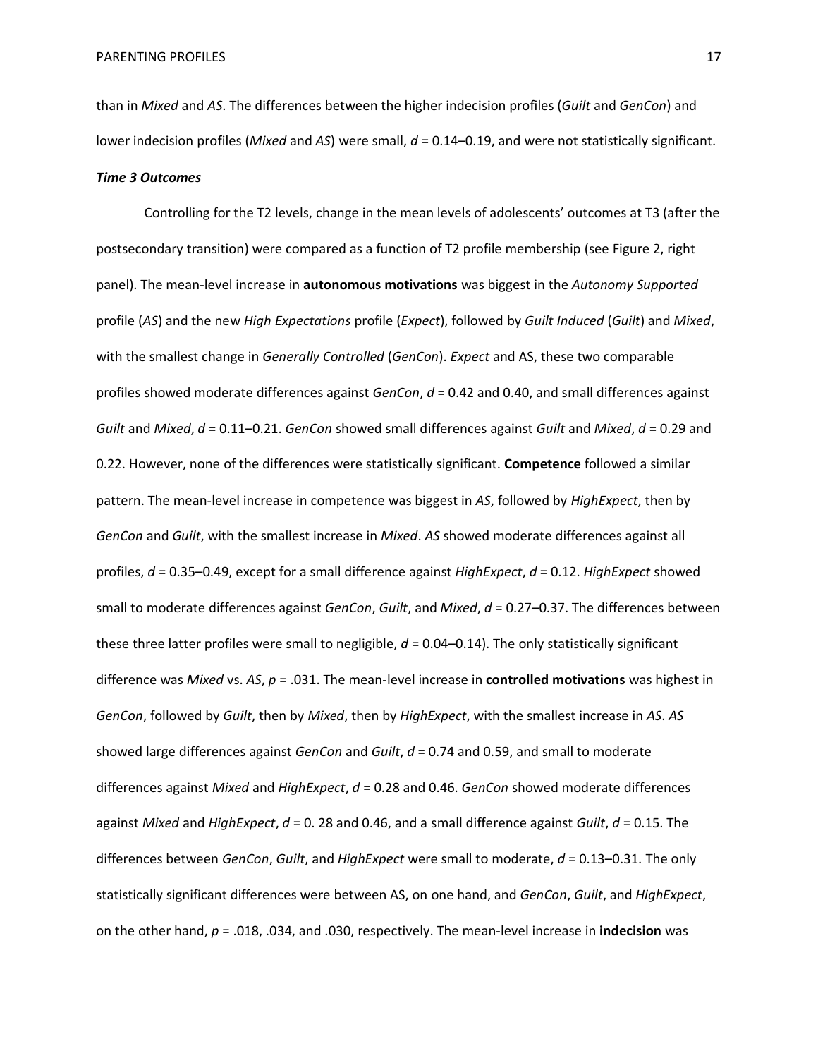than in *Mixed* and *AS*. The differences between the higher indecision profiles (*Guilt* and *GenCon*) and lower indecision profiles (*Mixed* and *AS*) were small, $d$ = 0.14–0.19, and were not statistically significant.

### *Time 3 Outcomes*

Controlling for the T2 levels, change in the mean levels of adolescents' outcomes at T3 (after the postsecondary transition) were compared as a function of T2 profile membership (see Figure 2, right panel). The mean-level increase in **autonomous motivations** was biggest in the *Autonomy Supported* profile (*AS*) and the new *High Expectations* profile (*Expect*), followed by *Guilt Induced* (*Guilt*) and *Mixed*, with the smallest change in *Generally Controlled* (*GenCon*). *Expect* and AS, these two comparable profiles showed moderate differences against *GenCon*, $d$ = 0.42 and 0.40, and small differences against *Guilt* and *Mixed*, $d$ = 0.11–0.21. *GenCon* showed small differences against *Guilt* and *Mixed*, $d$ = 0.29 and 0.22. However, none of the differences were statistically significant. **Competence** followed a similar pattern. The mean-level increase in competence was biggest in *AS*, followed by *HighExpect*, then by *GenCon* and *Guilt*, with the smallest increase in *Mixed*. *AS* showed moderate differences against all profiles, $d$ = 0.35–0.49, except for a small difference against *HighExpect*, $d$ = 0.12. *HighExpect* showed small to moderate differences against *GenCon*, *Guilt*, and *Mixed*, $d$ = 0.27–0.37. The differences between these three latter profiles were small to negligible, $d$ = 0.04–0.14). The only statistically significant difference was *Mixed* vs. *AS*, $p$ = .031. The mean-level increase in **controlled motivations** was highest in *GenCon*, followed by *Guilt*, then by *Mixed*, then by *HighExpect*, with the smallest increase in *AS*. *AS* showed large differences against *GenCon* and *Guilt*, $d$ = 0.74 and 0.59, and small to moderate differences against *Mixed* and *HighExpect*, $d$ = 0.28 and 0.46. *GenCon* showed moderate differences against *Mixed* and *HighExpect*, $d$ = 0. 28 and 0.46, and a small difference against *Guilt*, $d$ = 0.15. The differences between *GenCon*, *Guilt*, and *HighExpect* were small to moderate, $d$ = 0.13–0.31. The only statistically significant differences were between AS, on one hand, and *GenCon*, *Guilt*, and *HighExpect*, on the other hand, $p$ = .018, .034, and .030, respectively. The mean-level increase in **indecision** was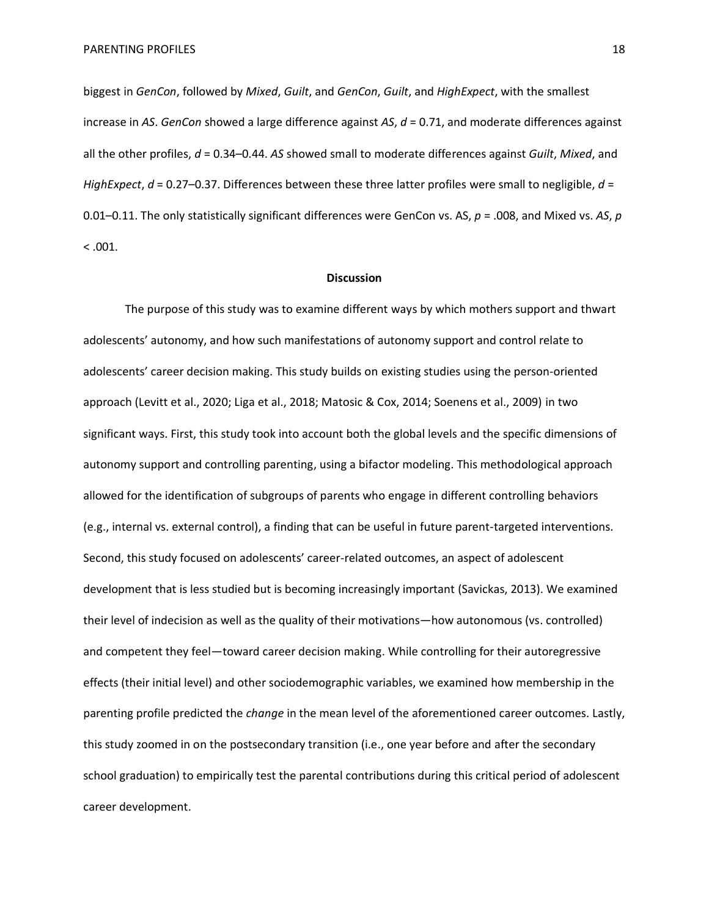biggest in *GenCon*, followed by *Mixed*, *Guilt*, and *GenCon*, *Guilt*, and *HighExpect*, with the smallest increase in *AS*. *GenCon* showed a large difference against *AS*, $d = 0.71$, and moderate differences against all the other profiles, $d = 0.34–0.44$. *AS* showed small to moderate differences against *Guilt*, *Mixed*, and *HighExpect*, $d = 0.27–0.37$. Differences between these three latter profiles were small to negligible, $d = 0.01–0.11$. The only statistically significant differences were GenCon vs. AS, $p = .008$, and Mixed vs. *AS*, $p < .001$.

## Discussion

The purpose of this study was to examine different ways by which mothers support and thwart adolescents' autonomy, and how such manifestations of autonomy support and control relate to adolescents' career decision making. This study builds on existing studies using the person-oriented approach (Levitt et al., 2020; Liga et al., 2018; Matosic & Cox, 2014; Soenens et al., 2009) in two significant ways. First, this study took into account both the global levels and the specific dimensions of autonomy support and controlling parenting, using a bifactor modeling. This methodological approach allowed for the identification of subgroups of parents who engage in different controlling behaviors (e.g., internal vs. external control), a finding that can be useful in future parent-targeted interventions. Second, this study focused on adolescents' career-related outcomes, an aspect of adolescent development that is less studied but is becoming increasingly important (Savickas, 2013). We examined their level of indecision as well as the quality of their motivations—how autonomous (vs. controlled) and competent they feel—toward career decision making. While controlling for their autoregressive effects (their initial level) and other sociodemographic variables, we examined how membership in the parenting profile predicted the *change* in the mean level of the aforementioned career outcomes. Lastly, this study zoomed in on the postsecondary transition (i.e., one year before and after the secondary school graduation) to empirically test the parental contributions during this critical period of adolescent career development.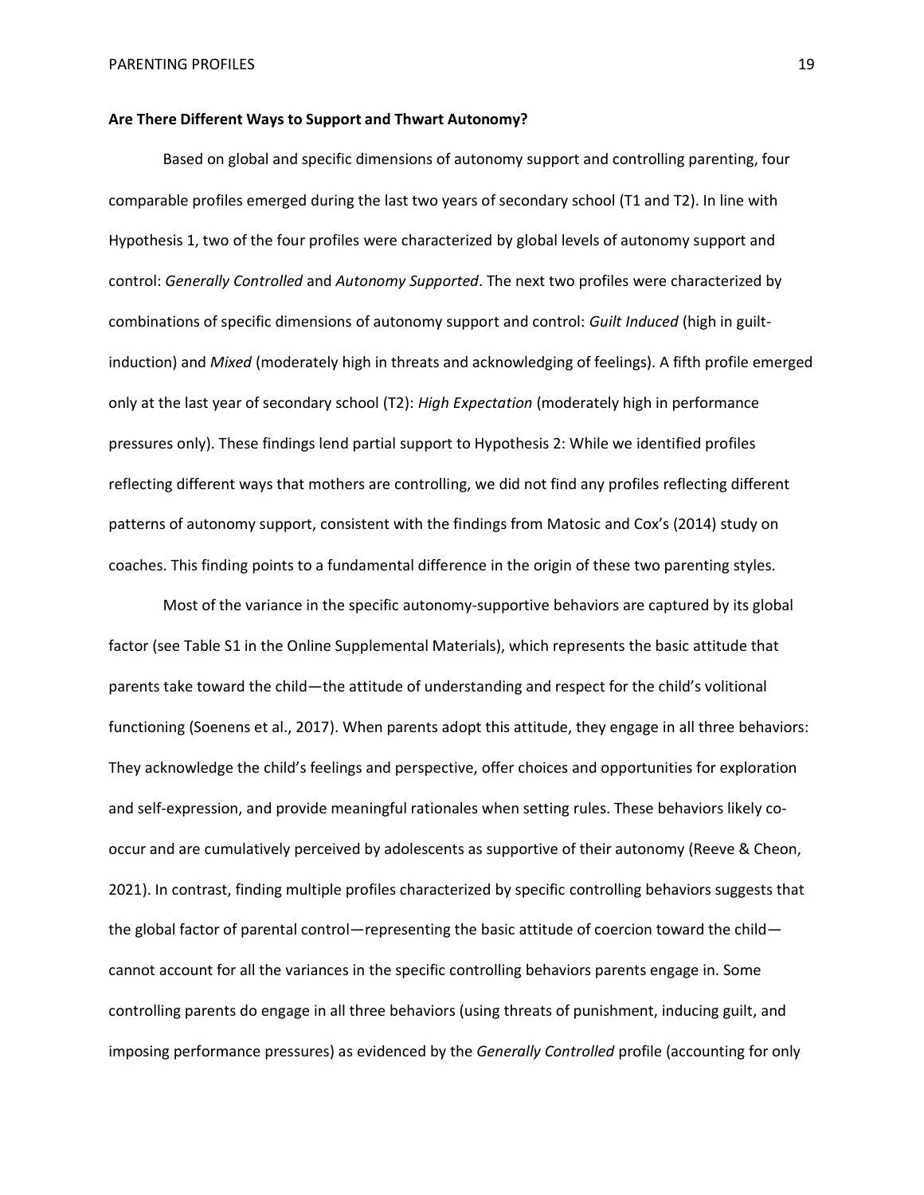**Are There Different Ways to Support and Thwart Autonomy?**

Based on global and specific dimensions of autonomy support and controlling parenting, four comparable profiles emerged during the last two years of secondary school (T1 and T2). In line with Hypothesis 1, two of the four profiles were characterized by global levels of autonomy support and control: *Generally Controlled* and *Autonomy Supported*. The next two profiles were characterized by combinations of specific dimensions of autonomy support and control: *Guilt Induced* (high in guilt-induction) and *Mixed* (moderately high in threats and acknowledging of feelings). A fifth profile emerged only at the last year of secondary school (T2): *High Expectation* (moderately high in performance pressures only). These findings lend partial support to Hypothesis 2: While we identified profiles reflecting different ways that mothers are controlling, we did not find any profiles reflecting different patterns of autonomy support, consistent with the findings from Matosic and Cox's (2014) study on coaches. This finding points to a fundamental difference in the origin of these two parenting styles.

Most of the variance in the specific autonomy-supportive behaviors are captured by its global factor (see Table S1 in the Online Supplemental Materials), which represents the basic attitude that parents take toward the child—the attitude of understanding and respect for the child's volitional functioning (Soenens et al., 2017). When parents adopt this attitude, they engage in all three behaviors: They acknowledge the child's feelings and perspective, offer choices and opportunities for exploration and self-expression, and provide meaningful rationales when setting rules. These behaviors likely co-occur and are cumulatively perceived by adolescents as supportive of their autonomy (Reeve & Cheon, 2021). In contrast, finding multiple profiles characterized by specific controlling behaviors suggests that the global factor of parental control—representing the basic attitude of coercion toward the child—cannot account for all the variances in the specific controlling behaviors parents engage in. Some controlling parents do engage in all three behaviors (using threats of punishment, inducing guilt, and imposing performance pressures) as evidenced by the *Generally Controlled* profile (accounting for only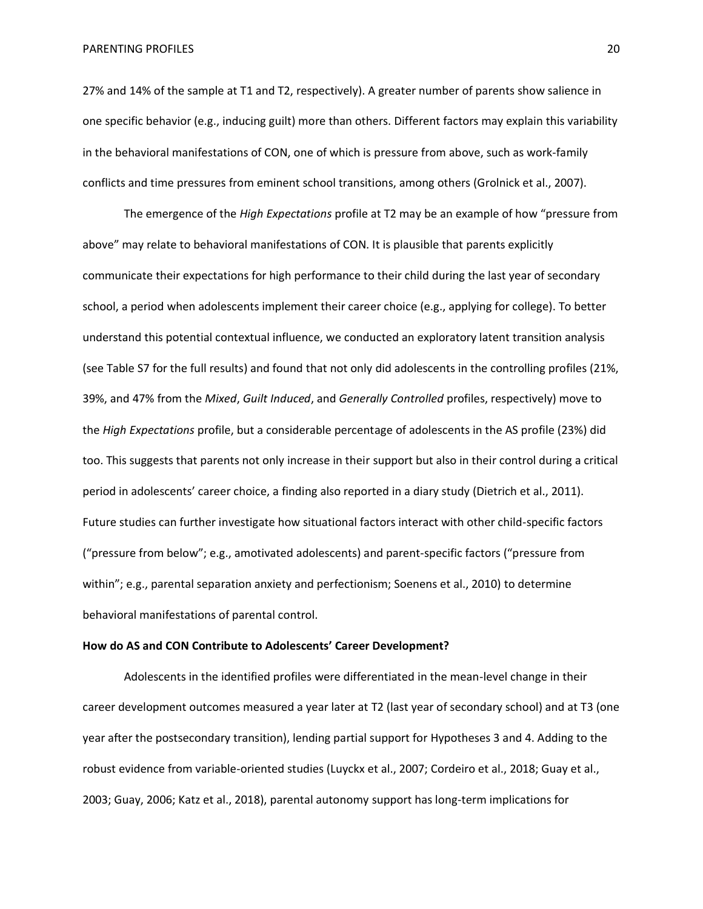27% and 14% of the sample at T1 and T2, respectively). A greater number of parents show salience in one specific behavior (e.g., inducing guilt) more than others. Different factors may explain this variability in the behavioral manifestations of CON, one of which is pressure from above, such as work-family conflicts and time pressures from eminent school transitions, among others (Grolnick et al., 2007).

The emergence of the *High Expectations* profile at T2 may be an example of how "pressure from above" may relate to behavioral manifestations of CON. It is plausible that parents explicitly communicate their expectations for high performance to their child during the last year of secondary school, a period when adolescents implement their career choice (e.g., applying for college). To better understand this potential contextual influence, we conducted an exploratory latent transition analysis (see Table S7 for the full results) and found that not only did adolescents in the controlling profiles (21%, 39%, and 47% from the *Mixed*, *Guilt Induced*, and *Generally Controlled* profiles, respectively) move to the *High Expectations* profile, but a considerable percentage of adolescents in the AS profile (23%) did too. This suggests that parents not only increase in their support but also in their control during a critical period in adolescents' career choice, a finding also reported in a diary study (Dietrich et al., 2011). Future studies can further investigate how situational factors interact with other child-specific factors ("pressure from below"; e.g., amotivated adolescents) and parent-specific factors ("pressure from within"; e.g., parental separation anxiety and perfectionism; Soenens et al., 2010) to determine behavioral manifestations of parental control.

**How do AS and CON Contribute to Adolescents' Career Development?**

Adolescents in the identified profiles were differentiated in the mean-level change in their career development outcomes measured a year later at T2 (last year of secondary school) and at T3 (one year after the postsecondary transition), lending partial support for Hypotheses 3 and 4. Adding to the robust evidence from variable-oriented studies (Luyckx et al., 2007; Cordeiro et al., 2018; Guay et al., 2003; Guay, 2006; Katz et al., 2018), parental autonomy support has long-term implications for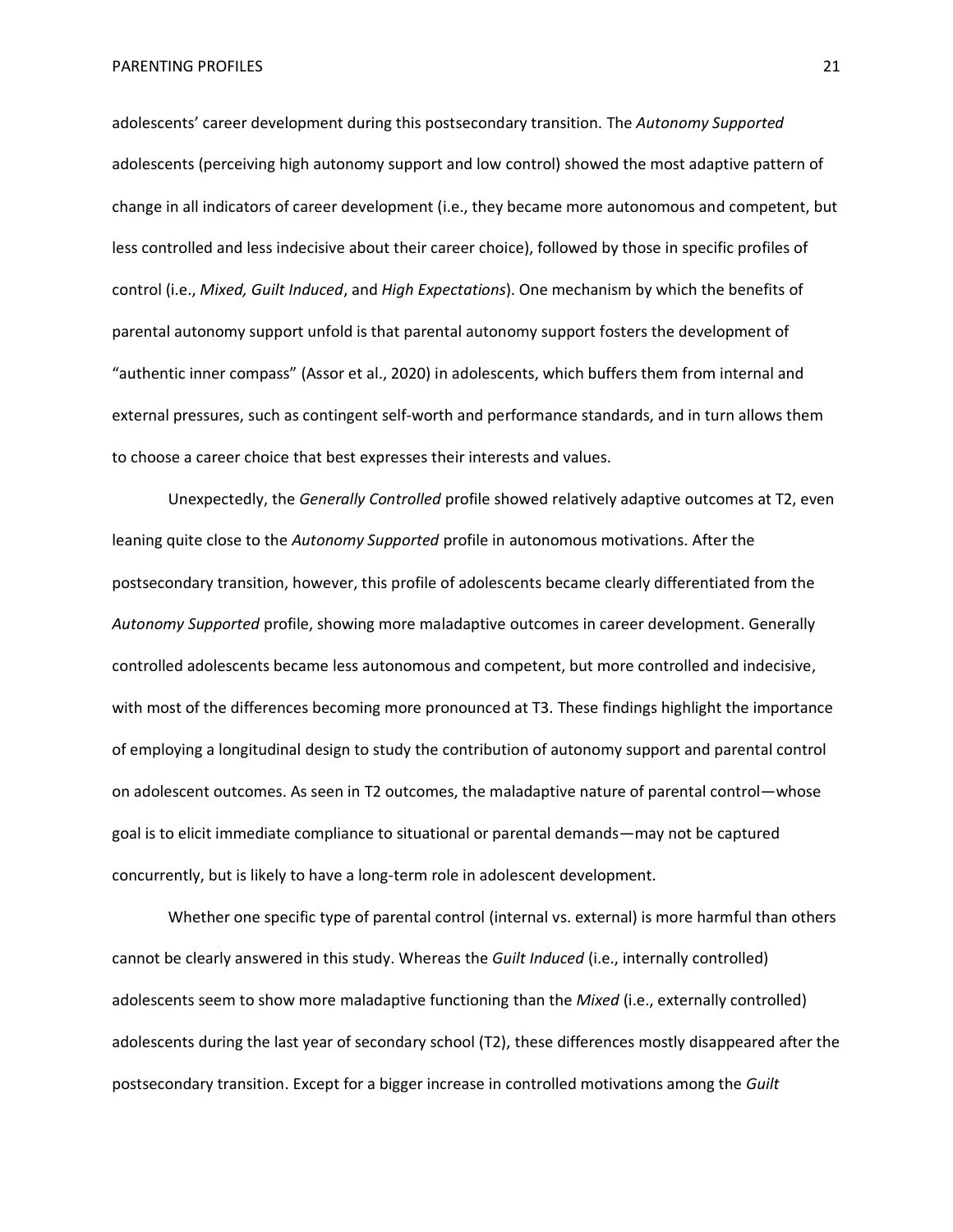adolescents' career development during this postsecondary transition. The *Autonomy Supported* adolescents (perceiving high autonomy support and low control) showed the most adaptive pattern of change in all indicators of career development (i.e., they became more autonomous and competent, but less controlled and less indecisive about their career choice), followed by those in specific profiles of control (i.e., *Mixed, Guilt Induced*, and *High Expectations*). One mechanism by which the benefits of parental autonomy support unfold is that parental autonomy support fosters the development of "authentic inner compass" (Assor et al., 2020) in adolescents, which buffers them from internal and external pressures, such as contingent self-worth and performance standards, and in turn allows them to choose a career choice that best expresses their interests and values.

Unexpectedly, the *Generally Controlled* profile showed relatively adaptive outcomes at T2, even leaning quite close to the *Autonomy Supported* profile in autonomous motivations. After the postsecondary transition, however, this profile of adolescents became clearly differentiated from the *Autonomy Supported* profile, showing more maladaptive outcomes in career development. Generally controlled adolescents became less autonomous and competent, but more controlled and indecisive, with most of the differences becoming more pronounced at T3. These findings highlight the importance of employing a longitudinal design to study the contribution of autonomy support and parental control on adolescent outcomes. As seen in T2 outcomes, the maladaptive nature of parental control—whose goal is to elicit immediate compliance to situational or parental demands—may not be captured concurrently, but is likely to have a long-term role in adolescent development.

Whether one specific type of parental control (internal vs. external) is more harmful than others cannot be clearly answered in this study. Whereas the *Guilt Induced* (i.e., internally controlled) adolescents seem to show more maladaptive functioning than the *Mixed* (i.e., externally controlled) adolescents during the last year of secondary school (T2), these differences mostly disappeared after the postsecondary transition. Except for a bigger increase in controlled motivations among the *Guilt*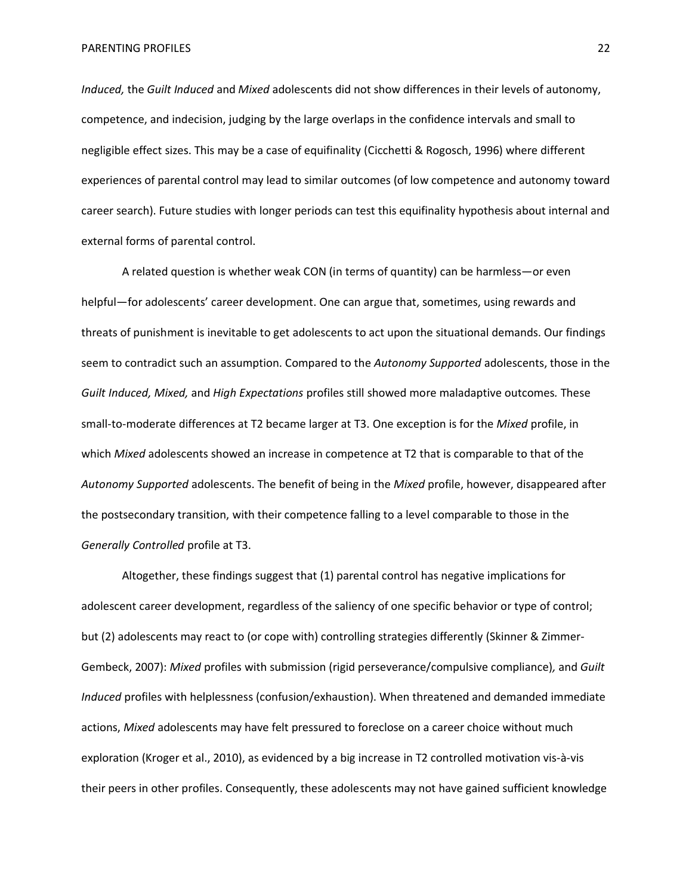*Induced,* the *Guilt Induced* and *Mixed* adolescents did not show differences in their levels of autonomy, competence, and indecision, judging by the large overlaps in the confidence intervals and small to negligible effect sizes. This may be a case of equifinality (Cicchetti & Rogosch, 1996) where different experiences of parental control may lead to similar outcomes (of low competence and autonomy toward career search). Future studies with longer periods can test this equifinality hypothesis about internal and external forms of parental control.

A related question is whether weak CON (in terms of quantity) can be harmless—or even helpful—for adolescents' career development. One can argue that, sometimes, using rewards and threats of punishment is inevitable to get adolescents to act upon the situational demands. Our findings seem to contradict such an assumption. Compared to the *Autonomy Supported* adolescents, those in the *Guilt Induced, Mixed,* and *High Expectations* profiles still showed more maladaptive outcomes. These small-to-moderate differences at T2 became larger at T3. One exception is for the *Mixed* profile, in which *Mixed* adolescents showed an increase in competence at T2 that is comparable to that of the *Autonomy Supported* adolescents. The benefit of being in the *Mixed* profile, however, disappeared after the postsecondary transition, with their competence falling to a level comparable to those in the *Generally Controlled* profile at T3.

Altogether, these findings suggest that (1) parental control has negative implications for adolescent career development, regardless of the saliency of one specific behavior or type of control; but (2) adolescents may react to (or cope with) controlling strategies differently (Skinner & Zimmer-Gembeck, 2007): *Mixed* profiles with submission (rigid perseverance/compulsive compliance), and *Guilt Induced* profiles with helplessness (confusion/exhaustion). When threatened and demanded immediate actions, *Mixed* adolescents may have felt pressured to foreclose on a career choice without much exploration (Kroger et al., 2010), as evidenced by a big increase in T2 controlled motivation vis-à-vis their peers in other profiles. Consequently, these adolescents may not have gained sufficient knowledge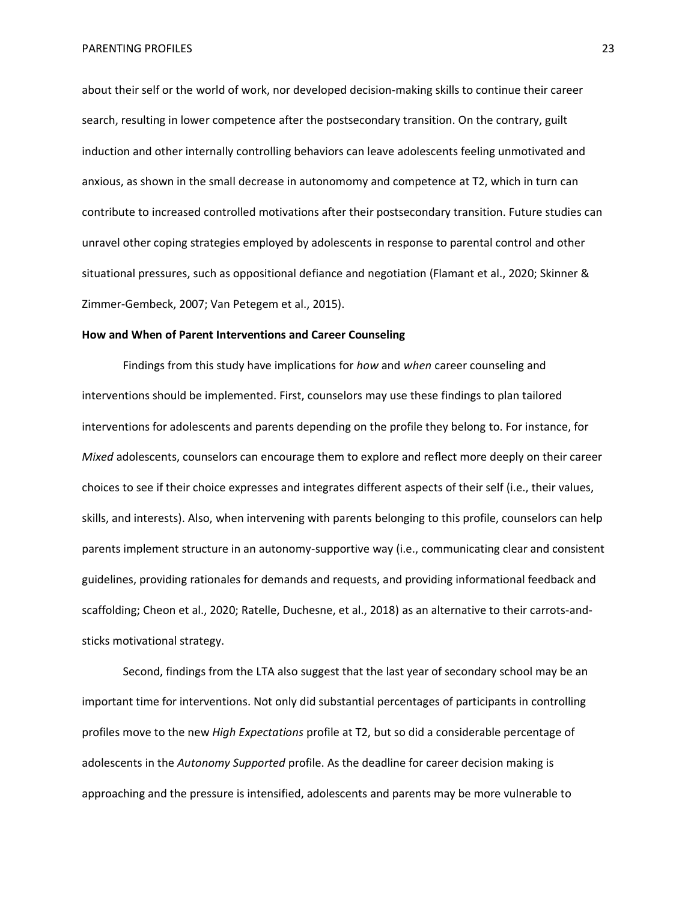about their self or the world of work, nor developed decision-making skills to continue their career search, resulting in lower competence after the postsecondary transition. On the contrary, guilt induction and other internally controlling behaviors can leave adolescents feeling unmotivated and anxious, as shown in the small decrease in autonomomy and competence at T2, which in turn can contribute to increased controlled motivations after their postsecondary transition. Future studies can unravel other coping strategies employed by adolescents in response to parental control and other situational pressures, such as oppositional defiance and negotiation (Flamant et al., 2020; Skinner & Zimmer-Gembeck, 2007; Van Petegem et al., 2015).

**How and When of Parent Interventions and Career Counseling**

Findings from this study have implications for *how* and *when* career counseling and interventions should be implemented. First, counselors may use these findings to plan tailored interventions for adolescents and parents depending on the profile they belong to. For instance, for *Mixed* adolescents, counselors can encourage them to explore and reflect more deeply on their career choices to see if their choice expresses and integrates different aspects of their self (i.e., their values, skills, and interests). Also, when intervening with parents belonging to this profile, counselors can help parents implement structure in an autonomy-supportive way (i.e., communicating clear and consistent guidelines, providing rationales for demands and requests, and providing informational feedback and scaffolding; Cheon et al., 2020; Ratelle, Duchesne, et al., 2018) as an alternative to their carrots-and-sticks motivational strategy.

Second, findings from the LTA also suggest that the last year of secondary school may be an important time for interventions. Not only did substantial percentages of participants in controlling profiles move to the new *High Expectations* profile at T2, but so did a considerable percentage of adolescents in the *Autonomy Supported* profile. As the deadline for career decision making is approaching and the pressure is intensified, adolescents and parents may be more vulnerable to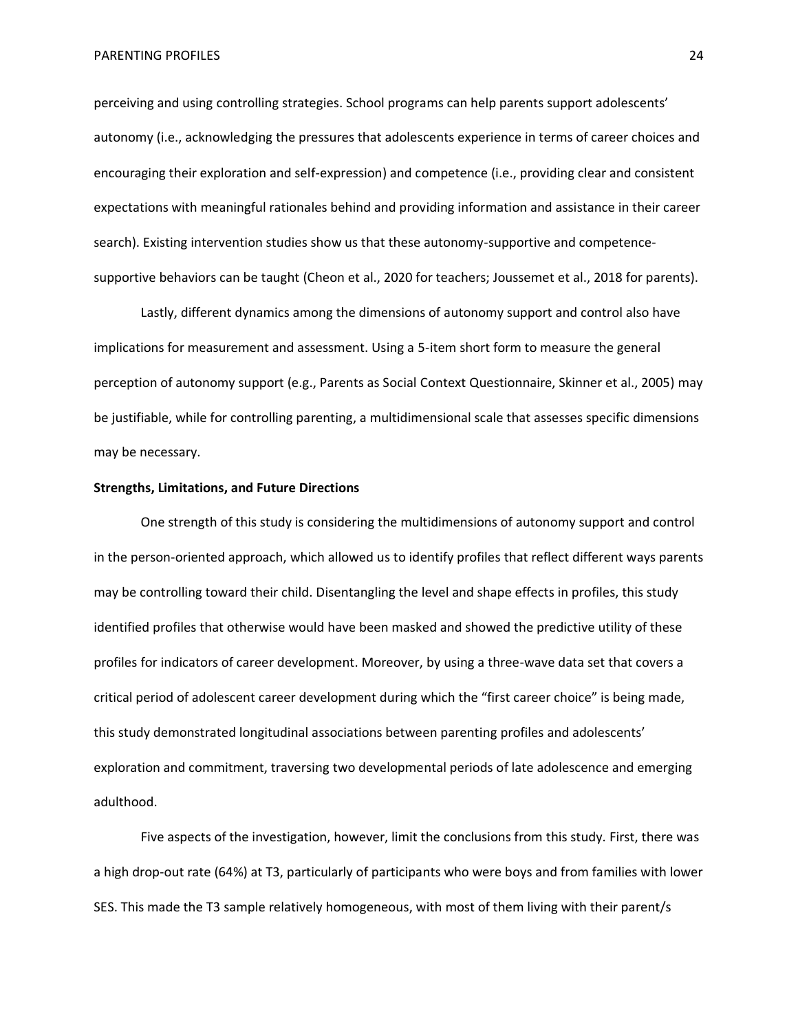perceiving and using controlling strategies. School programs can help parents support adolescents' autonomy (i.e., acknowledging the pressures that adolescents experience in terms of career choices and encouraging their exploration and self-expression) and competence (i.e., providing clear and consistent expectations with meaningful rationales behind and providing information and assistance in their career search). Existing intervention studies show us that these autonomy-supportive and competence-supportive behaviors can be taught (Cheon et al., 2020 for teachers; Joussemet et al., 2018 for parents).

Lastly, different dynamics among the dimensions of autonomy support and control also have implications for measurement and assessment. Using a 5-item short form to measure the general perception of autonomy support (e.g., Parents as Social Context Questionnaire, Skinner et al., 2005) may be justifiable, while for controlling parenting, a multidimensional scale that assesses specific dimensions may be necessary.

**Strengths, Limitations, and Future Directions**

One strength of this study is considering the multidimensions of autonomy support and control in the person-oriented approach, which allowed us to identify profiles that reflect different ways parents may be controlling toward their child. Disentangling the level and shape effects in profiles, this study identified profiles that otherwise would have been masked and showed the predictive utility of these profiles for indicators of career development. Moreover, by using a three-wave data set that covers a critical period of adolescent career development during which the "first career choice" is being made, this study demonstrated longitudinal associations between parenting profiles and adolescents' exploration and commitment, traversing two developmental periods of late adolescence and emerging adulthood.

Five aspects of the investigation, however, limit the conclusions from this study. First, there was a high drop-out rate (64%) at T3, particularly of participants who were boys and from families with lower SES. This made the T3 sample relatively homogeneous, with most of them living with their parent/s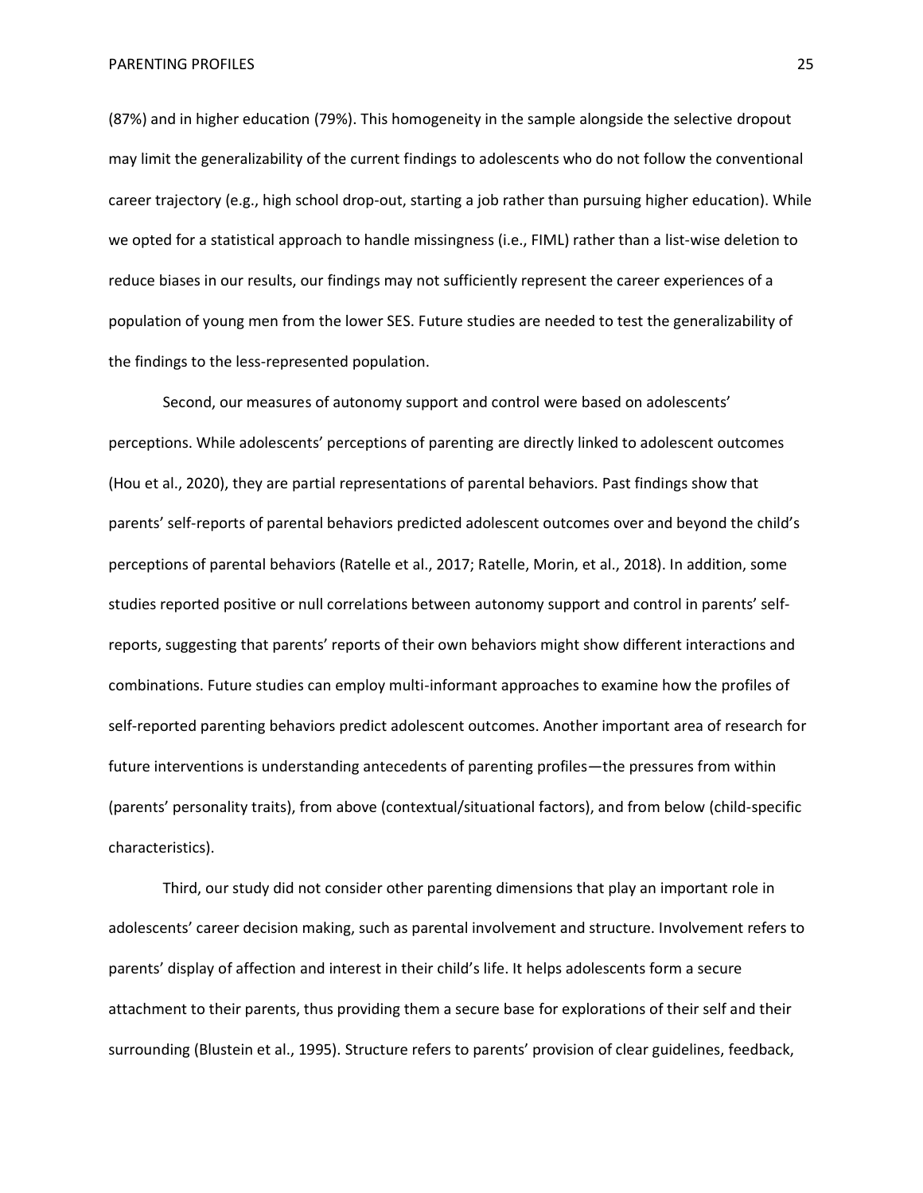(87%) and in higher education (79%). This homogeneity in the sample alongside the selective dropout may limit the generalizability of the current findings to adolescents who do not follow the conventional career trajectory (e.g., high school drop-out, starting a job rather than pursuing higher education). While we opted for a statistical approach to handle missingness (i.e., FIML) rather than a list-wise deletion to reduce biases in our results, our findings may not sufficiently represent the career experiences of a population of young men from the lower SES. Future studies are needed to test the generalizability of the findings to the less-represented population.

Second, our measures of autonomy support and control were based on adolescents' perceptions. While adolescents' perceptions of parenting are directly linked to adolescent outcomes (Hou et al., 2020), they are partial representations of parental behaviors. Past findings show that parents' self-reports of parental behaviors predicted adolescent outcomes over and beyond the child's perceptions of parental behaviors (Ratelle et al., 2017; Ratelle, Morin, et al., 2018). In addition, some studies reported positive or null correlations between autonomy support and control in parents' self-reports, suggesting that parents' reports of their own behaviors might show different interactions and combinations. Future studies can employ multi-informant approaches to examine how the profiles of self-reported parenting behaviors predict adolescent outcomes. Another important area of research for future interventions is understanding antecedents of parenting profiles—the pressures from within (parents' personality traits), from above (contextual/situational factors), and from below (child-specific characteristics).

Third, our study did not consider other parenting dimensions that play an important role in adolescents' career decision making, such as parental involvement and structure. Involvement refers to parents' display of affection and interest in their child's life. It helps adolescents form a secure attachment to their parents, thus providing them a secure base for explorations of their self and their surrounding (Blustein et al., 1995). Structure refers to parents' provision of clear guidelines, feedback,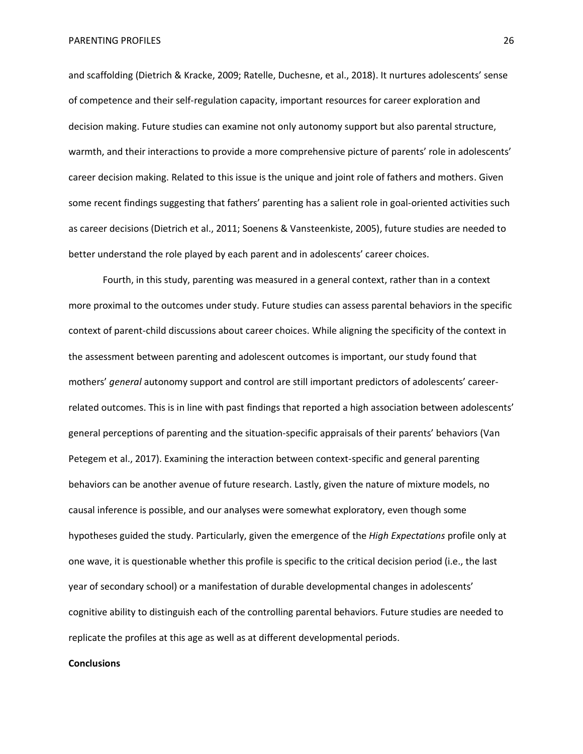and scaffolding (Dietrich & Kracke, 2009; Ratelle, Duchesne, et al., 2018). It nurtures adolescents' sense of competence and their self-regulation capacity, important resources for career exploration and decision making. Future studies can examine not only autonomy support but also parental structure, warmth, and their interactions to provide a more comprehensive picture of parents' role in adolescents' career decision making. Related to this issue is the unique and joint role of fathers and mothers. Given some recent findings suggesting that fathers' parenting has a salient role in goal-oriented activities such as career decisions (Dietrich et al., 2011; Soenens & Vansteenkiste, 2005), future studies are needed to better understand the role played by each parent and in adolescents' career choices.

Fourth, in this study, parenting was measured in a general context, rather than in a context more proximal to the outcomes under study. Future studies can assess parental behaviors in the specific context of parent-child discussions about career choices. While aligning the specificity of the context in the assessment between parenting and adolescent outcomes is important, our study found that mothers' *general* autonomy support and control are still important predictors of adolescents' career-related outcomes. This is in line with past findings that reported a high association between adolescents' general perceptions of parenting and the situation-specific appraisals of their parents' behaviors (Van Petegem et al., 2017). Examining the interaction between context-specific and general parenting behaviors can be another avenue of future research. Lastly, given the nature of mixture models, no causal inference is possible, and our analyses were somewhat exploratory, even though some hypotheses guided the study. Particularly, given the emergence of the *High Expectations* profile only at one wave, it is questionable whether this profile is specific to the critical decision period (i.e., the last year of secondary school) or a manifestation of durable developmental changes in adolescents' cognitive ability to distinguish each of the controlling parental behaviors. Future studies are needed to replicate the profiles at this age as well as at different developmental periods.

**Conclusions**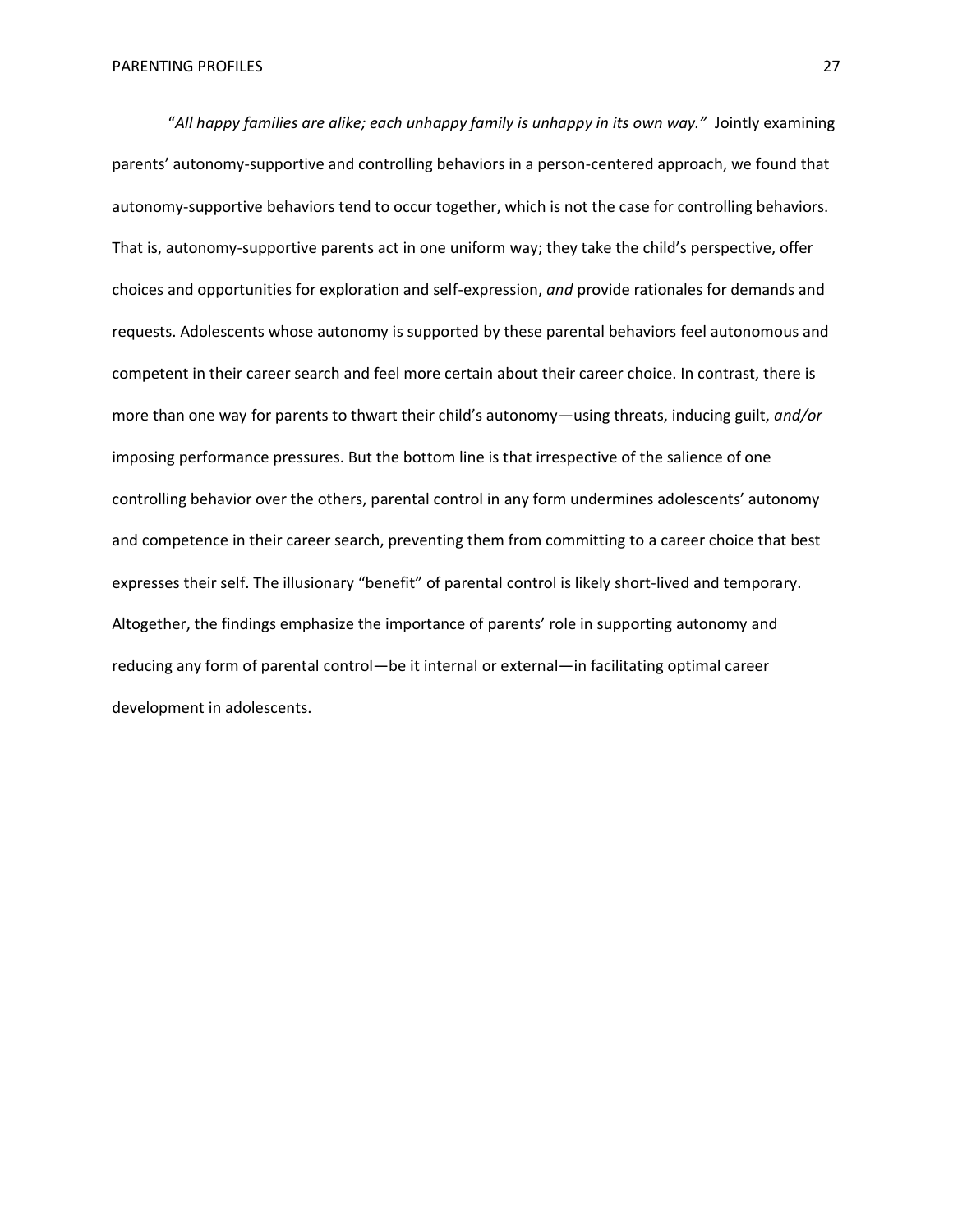"*All happy families are alike; each unhappy family is unhappy in its own way.*" Jointly examining parents' autonomy-supportive and controlling behaviors in a person-centered approach, we found that autonomy-supportive behaviors tend to occur together, which is not the case for controlling behaviors. That is, autonomy-supportive parents act in one uniform way; they take the child's perspective, offer choices and opportunities for exploration and self-expression, *and* provide rationales for demands and requests. Adolescents whose autonomy is supported by these parental behaviors feel autonomous and competent in their career search and feel more certain about their career choice. In contrast, there is more than one way for parents to thwart their child's autonomy—using threats, inducing guilt, *and/or* imposing performance pressures. But the bottom line is that irrespective of the salience of one controlling behavior over the others, parental control in any form undermines adolescents' autonomy and competence in their career search, preventing them from committing to a career choice that best expresses their self. The illusionary "benefit" of parental control is likely short-lived and temporary. Altogether, the findings emphasize the importance of parents' role in supporting autonomy and reducing any form of parental control—be it internal or external—in facilitating optimal career development in adolescents.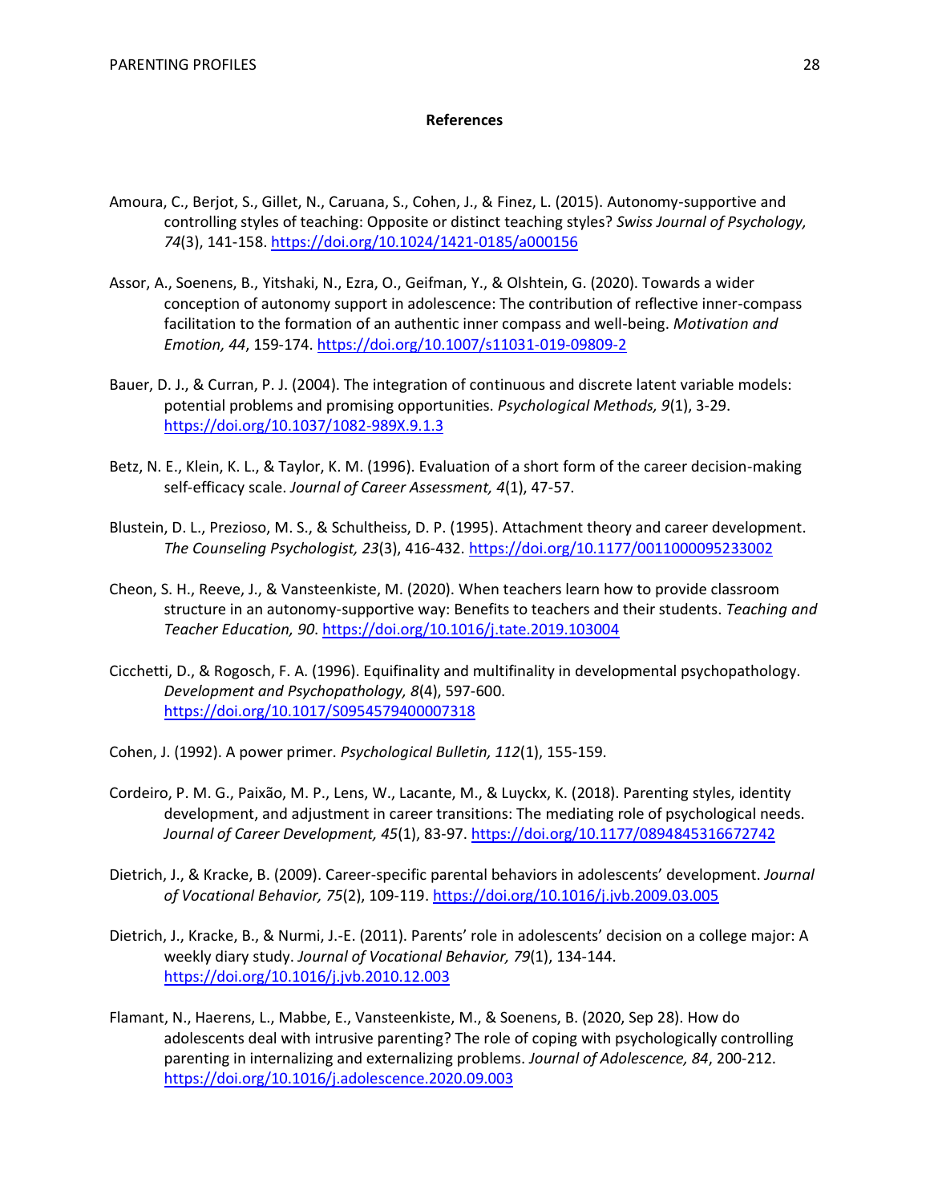# References

Amoura, C., Berjot, S., Gillet, N., Caruana, S., Cohen, J., & Finez, L. (2015). Autonomy-supportive and controlling styles of teaching: Opposite or distinct teaching styles? *Swiss Journal of Psychology, 74*(3), 141-158. https://doi.org/10.1024/1421-0185/a000156

Assor, A., Soenens, B., Yitshaki, N., Ezra, O., Geifman, Y., & Olshtein, G. (2020). Towards a wider conception of autonomy support in adolescence: The contribution of reflective inner-compass facilitation to the formation of an authentic inner compass and well-being. *Motivation and Emotion, 44*, 159-174. https://doi.org/10.1007/s11031-019-09809-2

Bauer, D. J., & Curran, P. J. (2004). The integration of continuous and discrete latent variable models: potential problems and promising opportunities. *Psychological Methods, 9*(1), 3-29. https://doi.org/10.1037/1082-989X.9.1.3

Betz, N. E., Klein, K. L., & Taylor, K. M. (1996). Evaluation of a short form of the career decision-making self-efficacy scale. *Journal of Career Assessment, 4*(1), 47-57.

Blustein, D. L., Prezioso, M. S., & Schultheiss, D. P. (1995). Attachment theory and career development. *The Counseling Psychologist, 23*(3), 416-432. https://doi.org/10.1177/0011000095233002

Cheon, S. H., Reeve, J., & Vansteenkiste, M. (2020). When teachers learn how to provide classroom structure in an autonomy-supportive way: Benefits to teachers and their students. *Teaching and Teacher Education, 90*. https://doi.org/10.1016/j.tate.2019.103004

Cicchetti, D., & Rogosch, F. A. (1996). Equifinality and multifinality in developmental psychopathology. *Development and Psychopathology, 8*(4), 597-600. https://doi.org/10.1017/S0954579400007318

Cohen, J. (1992). A power primer. *Psychological Bulletin, 112*(1), 155-159.

Cordeiro, P. M. G., Paixão, M. P., Lens, W., Lacante, M., & Luyckx, K. (2018). Parenting styles, identity development, and adjustment in career transitions: The mediating role of psychological needs. *Journal of Career Development, 45*(1), 83-97. https://doi.org/10.1177/0894845316672742

Dietrich, J., & Kracke, B. (2009). Career-specific parental behaviors in adolescents' development. *Journal of Vocational Behavior, 75*(2), 109-119. https://doi.org/10.1016/j.jvb.2009.03.005

Dietrich, J., Kracke, B., & Nurmi, J.-E. (2011). Parents' role in adolescents' decision on a college major: A weekly diary study. *Journal of Vocational Behavior, 79*(1), 134-144. https://doi.org/10.1016/j.jvb.2010.12.003

Flamant, N., Haerens, L., Mabbe, E., Vansteenkiste, M., & Soenens, B. (2020, Sep 28). How do adolescents deal with intrusive parenting? The role of coping with psychologically controlling parenting in internalizing and externalizing problems. *Journal of Adolescence, 84*, 200-212. https://doi.org/10.1016/j.adolescence.2020.09.003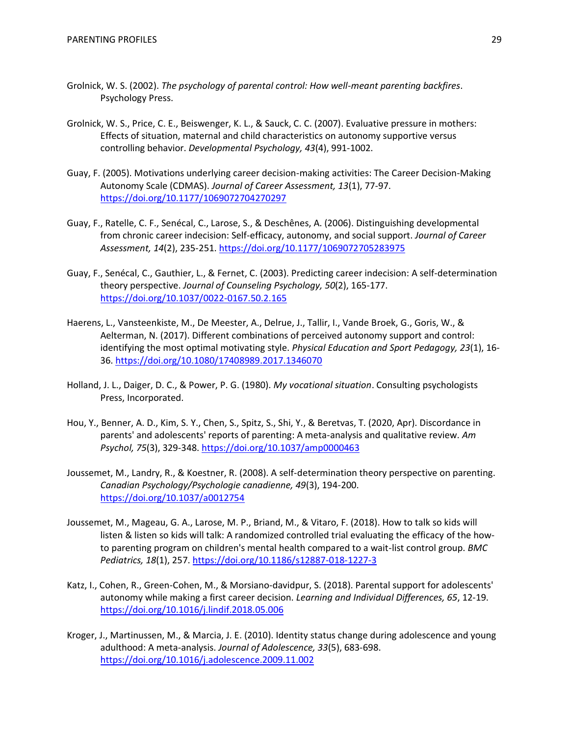Grolnick, W. S. (2002). *The psychology of parental control: How well-meant parenting backfires*. Psychology Press.

Grolnick, W. S., Price, C. E., Beiswenger, K. L., & Sauck, C. C. (2007). Evaluative pressure in mothers: Effects of situation, maternal and child characteristics on autonomy supportive versus controlling behavior. *Developmental Psychology, 43*(4), 991-1002.

Guay, F. (2005). Motivations underlying career decision-making activities: The Career Decision-Making Autonomy Scale (CDMAS). *Journal of Career Assessment, 13*(1), 77-97. https://doi.org/10.1177/1069072704270297

Guay, F., Ratelle, C. F., Senécal, C., Larose, S., & Deschênes, A. (2006). Distinguishing developmental from chronic career indecision: Self-efficacy, autonomy, and social support. *Journal of Career Assessment, 14*(2), 235-251. https://doi.org/10.1177/1069072705283975

Guay, F., Senécal, C., Gauthier, L., & Fernet, C. (2003). Predicting career indecision: A self-determination theory perspective. *Journal of Counseling Psychology, 50*(2), 165-177. https://doi.org/10.1037/0022-0167.50.2.165

Haerens, L., Vansteenkiste, M., De Meester, A., Delrue, J., Tallir, I., Vande Broek, G., Goris, W., & Aelterman, N. (2017). Different combinations of perceived autonomy support and control: identifying the most optimal motivating style. *Physical Education and Sport Pedagogy, 23*(1), 16-36. https://doi.org/10.1080/17408989.2017.1346070

Holland, J. L., Daiger, D. C., & Power, P. G. (1980). *My vocational situation*. Consulting psychologists Press, Incorporated.

Hou, Y., Benner, A. D., Kim, S. Y., Chen, S., Spitz, S., Shi, Y., & Beretvas, T. (2020, Apr). Discordance in parents' and adolescents' reports of parenting: A meta-analysis and qualitative review. *Am Psychol, 75*(3), 329-348. https://doi.org/10.1037/amp0000463

Joussemet, M., Landry, R., & Koestner, R. (2008). A self-determination theory perspective on parenting. *Canadian Psychology/Psychologie canadienne, 49*(3), 194-200. https://doi.org/10.1037/a0012754

Joussemet, M., Mageau, G. A., Larose, M. P., Briand, M., & Vitaro, F. (2018). How to talk so kids will listen & listen so kids will talk: A randomized controlled trial evaluating the efficacy of the how-to parenting program on children's mental health compared to a wait-list control group. *BMC Pediatrics, 18*(1), 257. https://doi.org/10.1186/s12887-018-1227-3

Katz, I., Cohen, R., Green-Cohen, M., & Morsiano-davidpur, S. (2018). Parental support for adolescents' autonomy while making a first career decision. *Learning and Individual Differences, 65*, 12-19. https://doi.org/10.1016/j.lindif.2018.05.006

Kroger, J., Martinussen, M., & Marcia, J. E. (2010). Identity status change during adolescence and young adulthood: A meta-analysis. *Journal of Adolescence, 33*(5), 683-698. https://doi.org/10.1016/j.adolescence.2009.11.002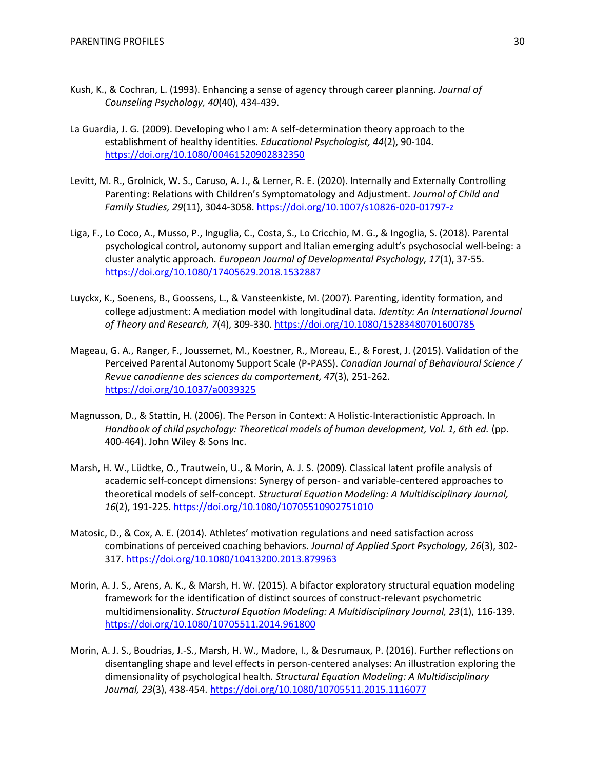Kush, K., & Cochran, L. (1993). Enhancing a sense of agency through career planning. *Journal of Counseling Psychology, 40*(40), 434-439.

La Guardia, J. G. (2009). Developing who I am: A self-determination theory approach to the establishment of healthy identities. *Educational Psychologist, 44*(2), 90-104. https://doi.org/10.1080/00461520902832350

Levitt, M. R., Grolnick, W. S., Caruso, A. J., & Lerner, R. E. (2020). Internally and Externally Controlling Parenting: Relations with Children's Symptomatology and Adjustment. *Journal of Child and Family Studies, 29*(11), 3044-3058. https://doi.org/10.1007/s10826-020-01797-z

Liga, F., Lo Coco, A., Musso, P., Inguglia, C., Costa, S., Lo Cricchio, M. G., & Ingoglia, S. (2018). Parental psychological control, autonomy support and Italian emerging adult's psychosocial well-being: a cluster analytic approach. *European Journal of Developmental Psychology, 17*(1), 37-55. https://doi.org/10.1080/17405629.2018.1532887

Luyckx, K., Soenens, B., Goossens, L., & Vansteenkiste, M. (2007). Parenting, identity formation, and college adjustment: A mediation model with longitudinal data. *Identity: An International Journal of Theory and Research, 7*(4), 309-330. https://doi.org/10.1080/15283480701600785

Mageau, G. A., Ranger, F., Joussemet, M., Koestner, R., Moreau, E., & Forest, J. (2015). Validation of the Perceived Parental Autonomy Support Scale (P-PASS). *Canadian Journal of Behavioural Science / Revue canadienne des sciences du comportement, 47*(3), 251-262. https://doi.org/10.1037/a0039325

Magnusson, D., & Stattin, H. (2006). The Person in Context: A Holistic-Interactionistic Approach. In *Handbook of child psychology: Theoretical models of human development, Vol. 1, 6th ed.* (pp. 400-464). John Wiley & Sons Inc.

Marsh, H. W., Lüdtke, O., Trautwein, U., & Morin, A. J. S. (2009). Classical latent profile analysis of academic self-concept dimensions: Synergy of person- and variable-centered approaches to theoretical models of self-concept. *Structural Equation Modeling: A Multidisciplinary Journal, 16*(2), 191-225. https://doi.org/10.1080/10705510902751010

Matosic, D., & Cox, A. E. (2014). Athletes' motivation regulations and need satisfaction across combinations of perceived coaching behaviors. *Journal of Applied Sport Psychology, 26*(3), 302-317. https://doi.org/10.1080/10413200.2013.879963

Morin, A. J. S., Arens, A. K., & Marsh, H. W. (2015). A bifactor exploratory structural equation modeling framework for the identification of distinct sources of construct-relevant psychometric multidimensionality. *Structural Equation Modeling: A Multidisciplinary Journal, 23*(1), 116-139. https://doi.org/10.1080/10705511.2014.961800

Morin, A. J. S., Boudrias, J.-S., Marsh, H. W., Madore, I., & Desrumaux, P. (2016). Further reflections on disentangling shape and level effects in person-centered analyses: An illustration exploring the dimensionality of psychological health. *Structural Equation Modeling: A Multidisciplinary Journal, 23*(3), 438-454. https://doi.org/10.1080/10705511.2015.1116077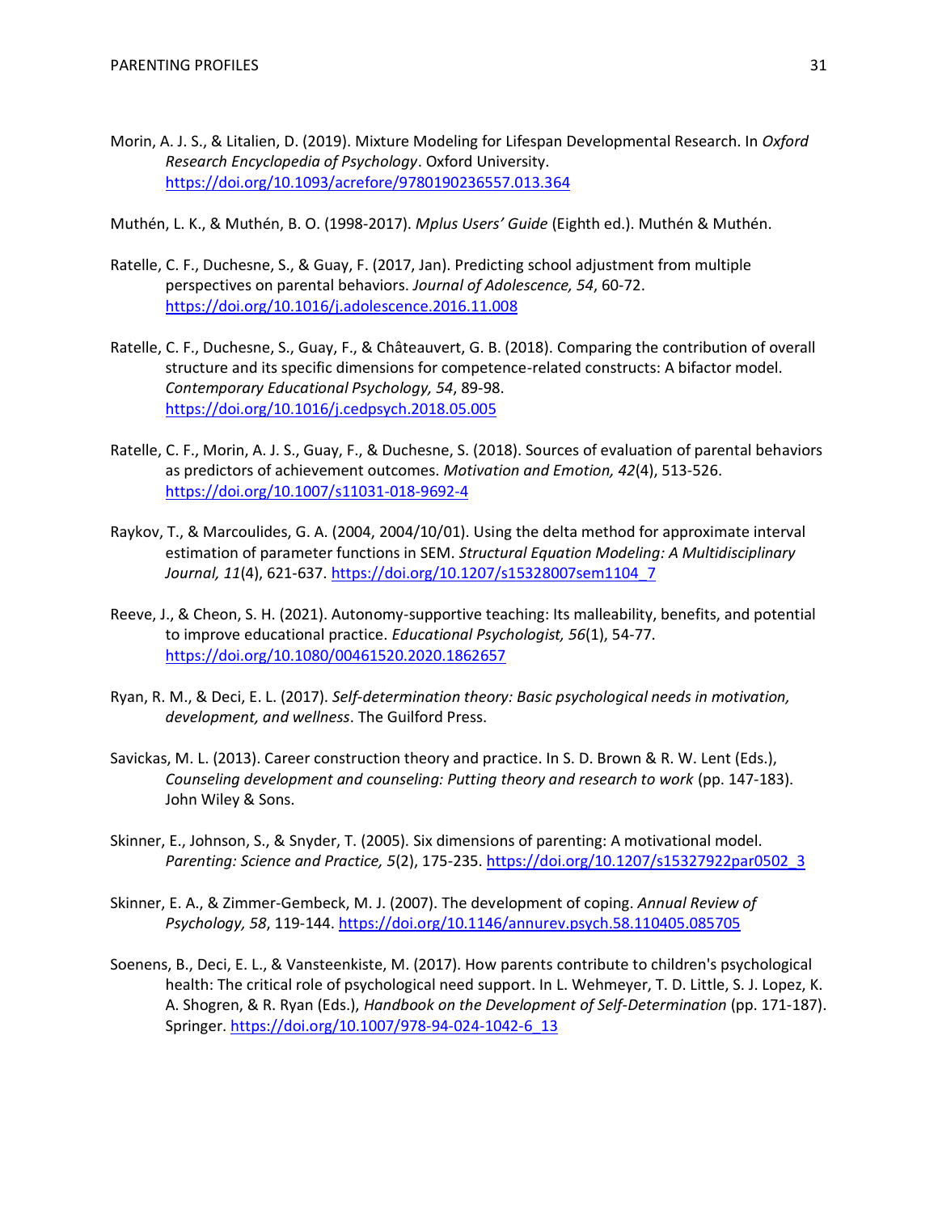Morin, A. J. S., & Litalien, D. (2019). Mixture Modeling for Lifespan Developmental Research. In *Oxford Research Encyclopedia of Psychology*. Oxford University. https://doi.org/10.1093/acrefore/9780190236557.013.364

Muthén, L. K., & Muthén, B. O. (1998-2017). *Mplus Users' Guide* (Eighth ed.). Muthén & Muthén.

Ratelle, C. F., Duchesne, S., & Guay, F. (2017, Jan). Predicting school adjustment from multiple perspectives on parental behaviors. *Journal of Adolescence, 54*, 60-72. https://doi.org/10.1016/j.adolescence.2016.11.008

Ratelle, C. F., Duchesne, S., Guay, F., & Châteauvert, G. B. (2018). Comparing the contribution of overall structure and its specific dimensions for competence-related constructs: A bifactor model. *Contemporary Educational Psychology, 54*, 89-98. https://doi.org/10.1016/j.cedpsych.2018.05.005

Ratelle, C. F., Morin, A. J. S., Guay, F., & Duchesne, S. (2018). Sources of evaluation of parental behaviors as predictors of achievement outcomes. *Motivation and Emotion, 42*(4), 513-526. https://doi.org/10.1007/s11031-018-9692-4

Raykov, T., & Marcoulides, G. A. (2004, 2004/10/01). Using the delta method for approximate interval estimation of parameter functions in SEM. *Structural Equation Modeling: A Multidisciplinary Journal, 11*(4), 621-637. https://doi.org/10.1207/s15328007sem1104_7

Reeve, J., & Cheon, S. H. (2021). Autonomy-supportive teaching: Its malleability, benefits, and potential to improve educational practice. *Educational Psychologist, 56*(1), 54-77. https://doi.org/10.1080/00461520.2020.1862657

Ryan, R. M., & Deci, E. L. (2017). *Self-determination theory: Basic psychological needs in motivation, development, and wellness*. The Guilford Press.

Savickas, M. L. (2013). Career construction theory and practice. In S. D. Brown & R. W. Lent (Eds.), *Counseling development and counseling: Putting theory and research to work* (pp. 147-183). John Wiley & Sons.

Skinner, E., Johnson, S., & Snyder, T. (2005). Six dimensions of parenting: A motivational model. *Parenting: Science and Practice, 5*(2), 175-235. https://doi.org/10.1207/s15327922par0502_3

Skinner, E. A., & Zimmer-Gembeck, M. J. (2007). The development of coping. *Annual Review of Psychology, 58*, 119-144. https://doi.org/10.1146/annurev.psych.58.110405.085705

Soenens, B., Deci, E. L., & Vansteenkiste, M. (2017). How parents contribute to children's psychological health: The critical role of psychological need support. In L. Wehmeyer, T. D. Little, S. J. Lopez, K. A. Shogren, & R. Ryan (Eds.), *Handbook on the Development of Self-Determination* (pp. 171-187). Springer. https://doi.org/10.1007/978-94-024-1042-6_13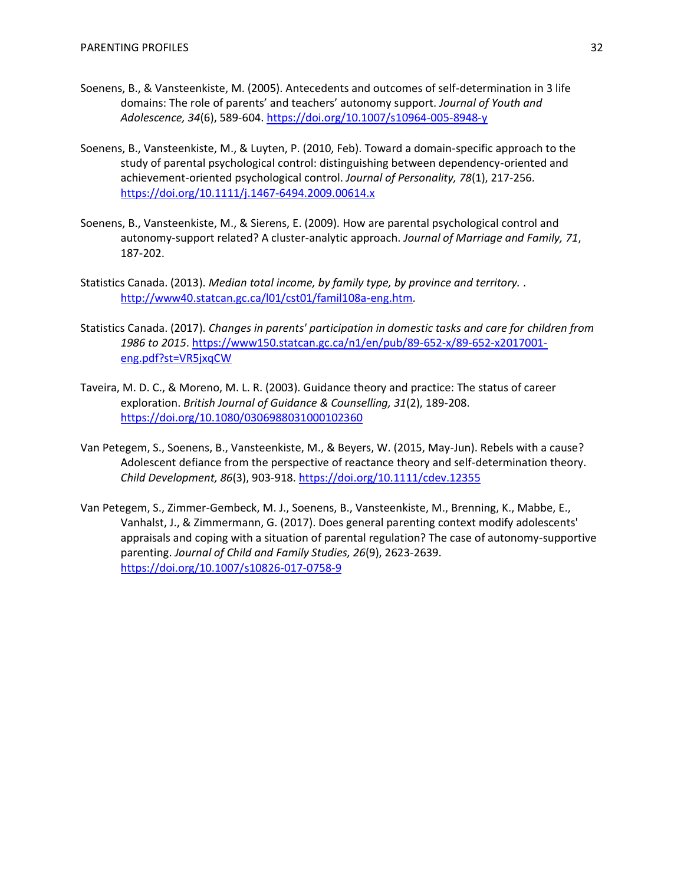Soenens, B., & Vansteenkiste, M. (2005). Antecedents and outcomes of self-determination in 3 life domains: The role of parents' and teachers' autonomy support. *Journal of Youth and Adolescence, 34*(6), 589-604. https://doi.org/10.1007/s10964-005-8948-y

Soenens, B., Vansteenkiste, M., & Luyten, P. (2010, Feb). Toward a domain-specific approach to the study of parental psychological control: distinguishing between dependency-oriented and achievement-oriented psychological control. *Journal of Personality, 78*(1), 217-256. https://doi.org/10.1111/j.1467-6494.2009.00614.x

Soenens, B., Vansteenkiste, M., & Sierens, E. (2009). How are parental psychological control and autonomy-support related? A cluster-analytic approach. *Journal of Marriage and Family, 71*, 187-202.

Statistics Canada. (2013). *Median total income, by family type, by province and territory.* . http://www40.statcan.gc.ca/l01/cst01/famil108a-eng.htm.

Statistics Canada. (2017). *Changes in parents' participation in domestic tasks and care for children from 1986 to 2015*. https://www150.statcan.gc.ca/n1/en/pub/89-652-x/89-652-x2017001-eng.pdf?st=VR5jxqCW

Taveira, M. D. C., & Moreno, M. L. R. (2003). Guidance theory and practice: The status of career exploration. *British Journal of Guidance & Counselling, 31*(2), 189-208. https://doi.org/10.1080/0306988031000102360

Van Petegem, S., Soenens, B., Vansteenkiste, M., & Beyers, W. (2015, May-Jun). Rebels with a cause? Adolescent defiance from the perspective of reactance theory and self-determination theory. *Child Development, 86*(3), 903-918. https://doi.org/10.1111/cdev.12355

Van Petegem, S., Zimmer-Gembeck, M. J., Soenens, B., Vansteenkiste, M., Brenning, K., Mabbe, E., Vanhalst, J., & Zimmermann, G. (2017). Does general parenting context modify adolescents' appraisals and coping with a situation of parental regulation? The case of autonomy-supportive parenting. *Journal of Child and Family Studies, 26*(9), 2623-2639. https://doi.org/10.1007/s10826-017-0758-9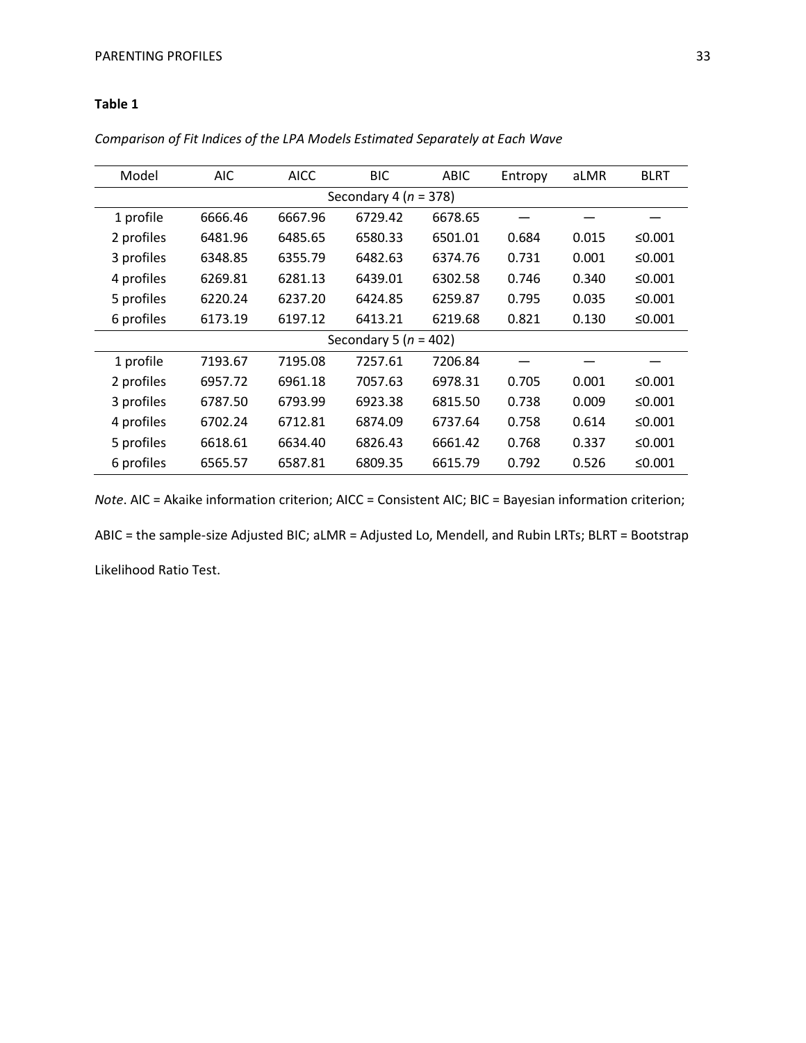**Table 1**

*Comparison of Fit Indices of the LPA Models Estimated Separately at Each Wave*

| Model | AIC | AICC | BIC | ABIC | Entropy | aLMR | BLRT |
|---|---|---|---|---|---|---|---|
| Secondary 4 (*n* = 378) | | | | | | | |
| 1 profile | 6666.46 | 6667.96 | 6729.42 | 6678.65 | — | — | — |
| 2 profiles | 6481.96 | 6485.65 | 6580.33 | 6501.01 | 0.684 | 0.015 | ≤0.001 |
| 3 profiles | 6348.85 | 6355.79 | 6482.63 | 6374.76 | 0.731 | 0.001 | ≤0.001 |
| 4 profiles | 6269.81 | 6281.13 | 6439.01 | 6302.58 | 0.746 | 0.340 | ≤0.001 |
| 5 profiles | 6220.24 | 6237.20 | 6424.85 | 6259.87 | 0.795 | 0.035 | ≤0.001 |
| 6 profiles | 6173.19 | 6197.12 | 6413.21 | 6219.68 | 0.821 | 0.130 | ≤0.001 |
| Secondary 5 (*n* = 402) | | | | | | | |
| 1 profile | 7193.67 | 7195.08 | 7257.61 | 7206.84 | — | — | — |
| 2 profiles | 6957.72 | 6961.18 | 7057.63 | 6978.31 | 0.705 | 0.001 | ≤0.001 |
| 3 profiles | 6787.50 | 6793.99 | 6923.38 | 6815.50 | 0.738 | 0.009 | ≤0.001 |
| 4 profiles | 6702.24 | 6712.81 | 6874.09 | 6737.64 | 0.758 | 0.614 | ≤0.001 |
| 5 profiles | 6618.61 | 6634.40 | 6826.43 | 6661.42 | 0.768 | 0.337 | ≤0.001 |
| 6 profiles | 6565.57 | 6587.81 | 6809.35 | 6615.79 | 0.792 | 0.526 | ≤0.001 |

*Note*. AIC = Akaike information criterion; AICC = Consistent AIC; BIC = Bayesian information criterion; ABIC = the sample-size Adjusted BIC; aLMR = Adjusted Lo, Mendell, and Rubin LRTs; BLRT = Bootstrap Likelihood Ratio Test.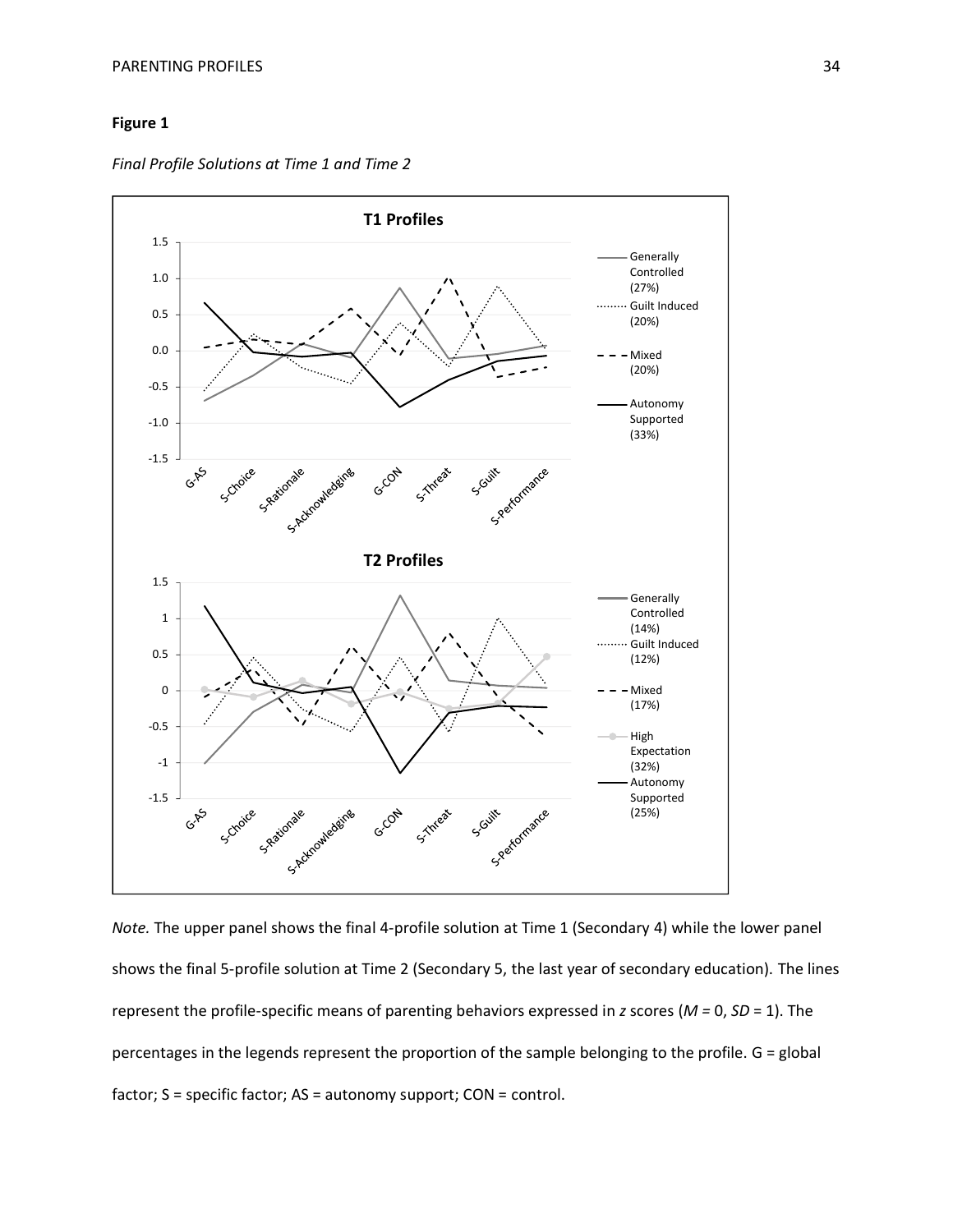**Figure 1**

*Final Profile Solutions at Time 1 and Time 2*

*Note.* The upper panel shows the final 4-profile solution at Time 1 (Secondary 4) while the lower panel shows the final 5-profile solution at Time 2 (Secondary 5, the last year of secondary education). The lines represent the profile-specific means of parenting behaviors expressed in *z* scores (*M* = 0, *SD* = 1). The percentages in the legends represent the proportion of the sample belonging to the profile. G = global factor; S = specific factor; AS = autonomy support; CON = control.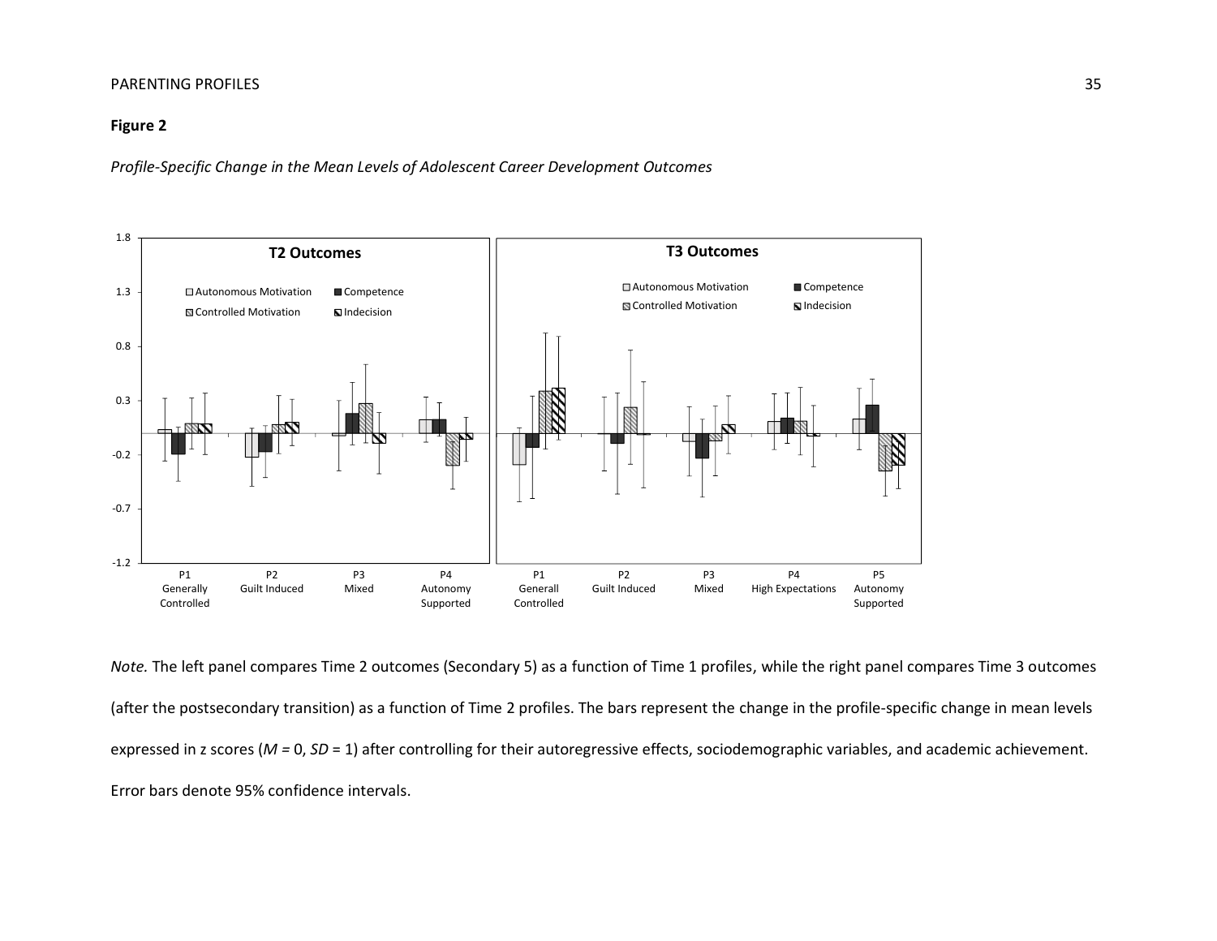**Figure 2**

*Profile-Specific Change in the Mean Levels of Adolescent Career Development Outcomes*

T2 Outcomes

Autonomous Motivation
Competence
Controlled Motivation
Indecision

1.8
1.3
0.8
0.3
-0.2
-0.7
-1.2

P1 Generally Controlled
P2 Guilt Induced
P3 Mixed
P4 Autonomy Supported

T3 Outcomes

Autonomous Motivation
Competence
Controlled Motivation
Indecision

P1 Generall Controlled
P2 Guilt Induced
P3 Mixed
P4 High Expectations
P5 Autonomy Supported

*Note.* The left panel compares Time 2 outcomes (Secondary 5) as a function of Time 1 profiles, while the right panel compares Time 3 outcomes (after the postsecondary transition) as a function of Time 2 profiles. The bars represent the change in the profile-specific change in mean levels expressed in z scores (*M* = 0, *SD* = 1) after controlling for their autoregressive effects, sociodemographic variables, and academic achievement. Error bars denote 95% confidence intervals.